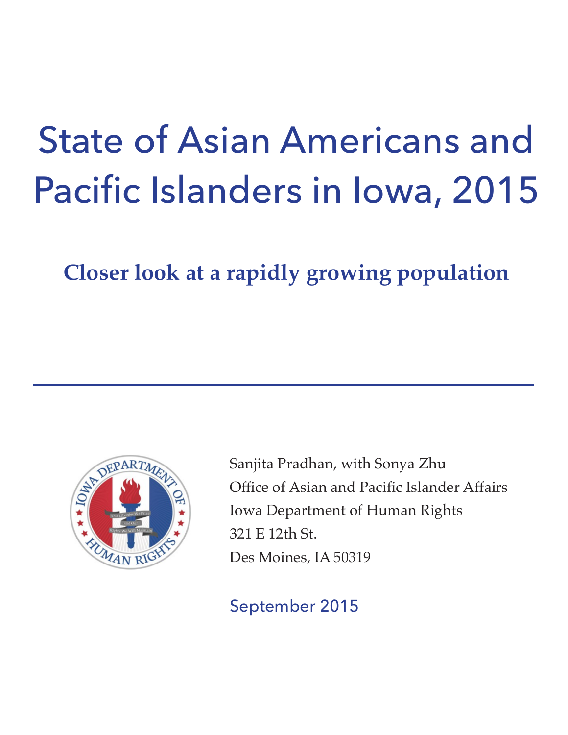# State of Asian Americans and Pacific Islanders in Iowa, 2015

## Closer look at a rapidly growing population

---

Sanjita Pradhan, with Sonya Zhu
Office of Asian and Pacific Islander Affairs
Iowa Department of Human Rights
321 E 12th St.
Des Moines, IA 50319

September 2015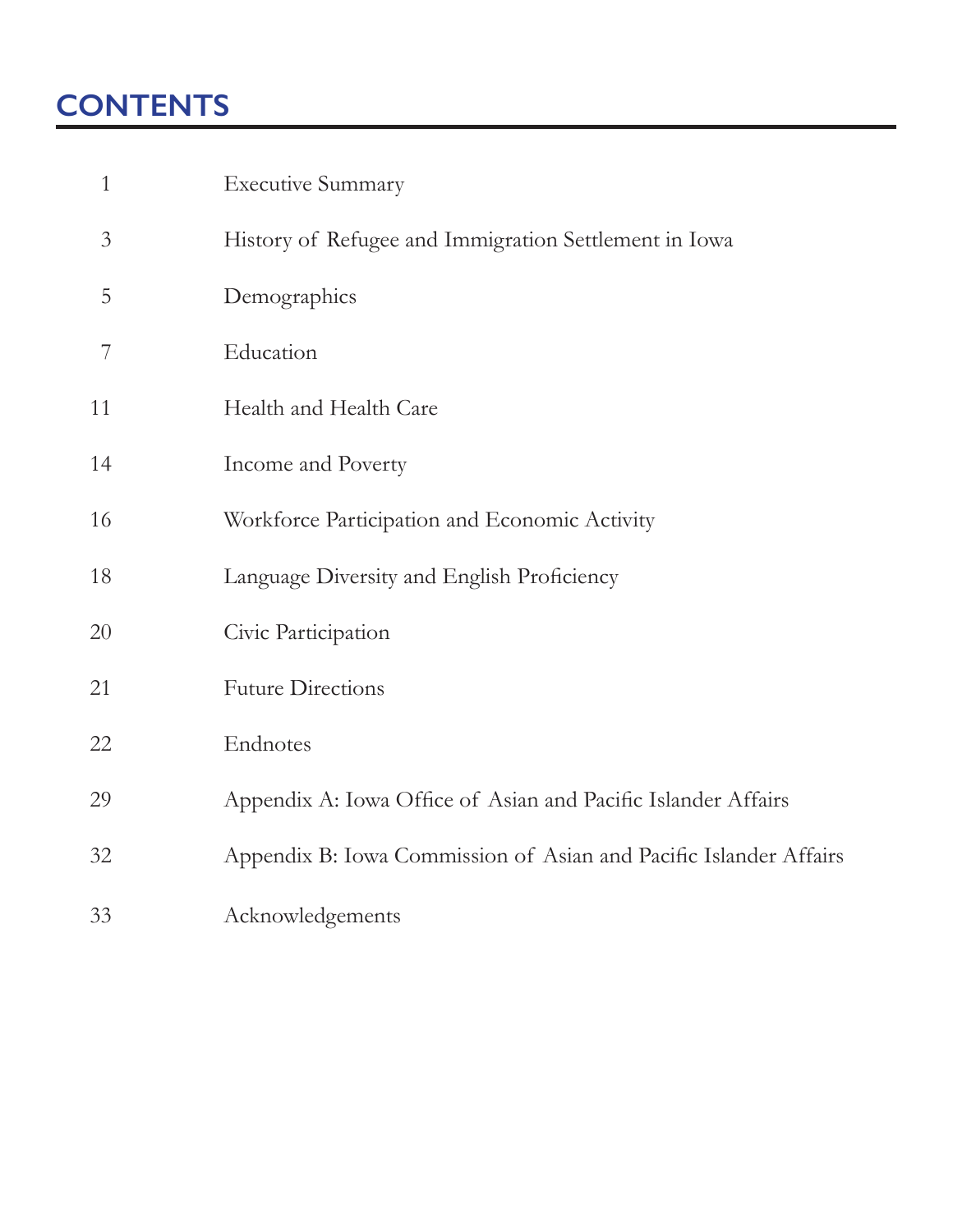# CONTENTS

| | |
|---|---|
| 1 | Executive Summary |
| 3 | History of Refugee and Immigration Settlement in Iowa |
| 5 | Demographics |
| 7 | Education |
| 11 | Health and Health Care |
| 14 | Income and Poverty |
| 16 | Workforce Participation and Economic Activity |
| 18 | Language Diversity and English Proficiency |
| 20 | Civic Participation |
| 21 | Future Directions |
| 22 | Endnotes |
| 29 | Appendix A: Iowa Office of Asian and Pacific Islander Affairs |
| 32 | Appendix B: Iowa Commission of Asian and Pacific Islander Affairs |
| 33 | Acknowledgements |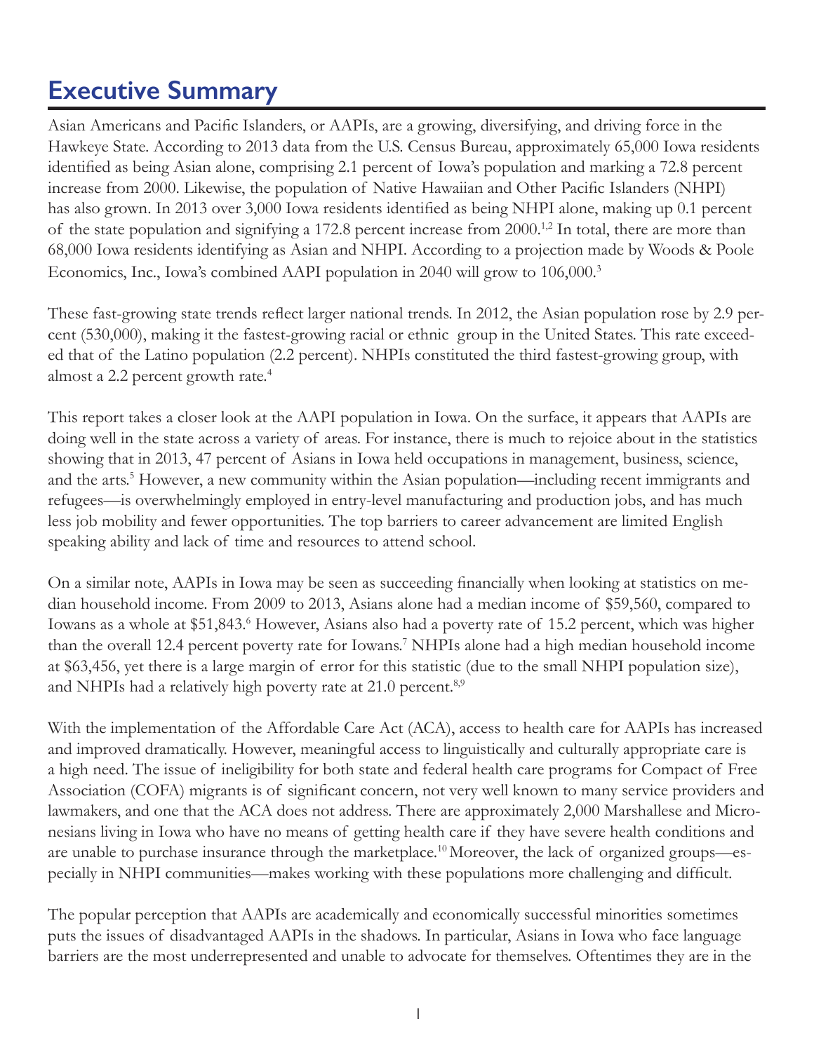# Executive Summary

Asian Americans and Pacific Islanders, or AAPIs, are a growing, diversifying, and driving force in the Hawkeye State. According to 2013 data from the U.S. Census Bureau, approximately 65,000 Iowa residents identified as being Asian alone, comprising 2.1 percent of Iowa's population and marking a 72.8 percent increase from 2000. Likewise, the population of Native Hawaiian and Other Pacific Islanders (NHPI) has also grown. In 2013 over 3,000 Iowa residents identified as being NHPI alone, making up 0.1 percent of the state population and signifying a 172.8 percent increase from 2000.[1,2] In total, there are more than 68,000 Iowa residents identifying as Asian and NHPI. According to a projection made by Woods & Poole Economics, Inc., Iowa's combined AAPI population in 2040 will grow to 106,000.[3]

These fast-growing state trends reflect larger national trends. In 2012, the Asian population rose by 2.9 percent (530,000), making it the fastest-growing racial or ethnic group in the United States. This rate exceeded that of the Latino population (2.2 percent). NHPIs constituted the third fastest-growing group, with almost a 2.2 percent growth rate.[4]

This report takes a closer look at the AAPI population in Iowa. On the surface, it appears that AAPIs are doing well in the state across a variety of areas. For instance, there is much to rejoice about in the statistics showing that in 2013, 47 percent of Asians in Iowa held occupations in management, business, science, and the arts.[5] However, a new community within the Asian population—including recent immigrants and refugees—is overwhelmingly employed in entry-level manufacturing and production jobs, and has much less job mobility and fewer opportunities. The top barriers to career advancement are limited English speaking ability and lack of time and resources to attend school.

On a similar note, AAPIs in Iowa may be seen as succeeding financially when looking at statistics on median household income. From 2009 to 2013, Asians alone had a median income of $59,560, compared to Iowans as a whole at $51,843.[6] However, Asians also had a poverty rate of 15.2 percent, which was higher than the overall 12.4 percent poverty rate for Iowans.[7] NHPIs alone had a high median household income at $63,456, yet there is a large margin of error for this statistic (due to the small NHPI population size), and NHPIs had a relatively high poverty rate at 21.0 percent.[8,9]

With the implementation of the Affordable Care Act (ACA), access to health care for AAPIs has increased and improved dramatically. However, meaningful access to linguistically and culturally appropriate care is a high need. The issue of ineligibility for both state and federal health care programs for Compact of Free Association (COFA) migrants is of significant concern, not very well known to many service providers and lawmakers, and one that the ACA does not address. There are approximately 2,000 Marshallese and Micronesians living in Iowa who have no means of getting health care if they have severe health conditions and are unable to purchase insurance through the marketplace.[10] Moreover, the lack of organized groups—especially in NHPI communities—makes working with these populations more challenging and difficult.

The popular perception that AAPIs are academically and economically successful minorities sometimes puts the issues of disadvantaged AAPIs in the shadows. In particular, Asians in Iowa who face language barriers are the most underrepresented and unable to advocate for themselves. Oftentimes they are in the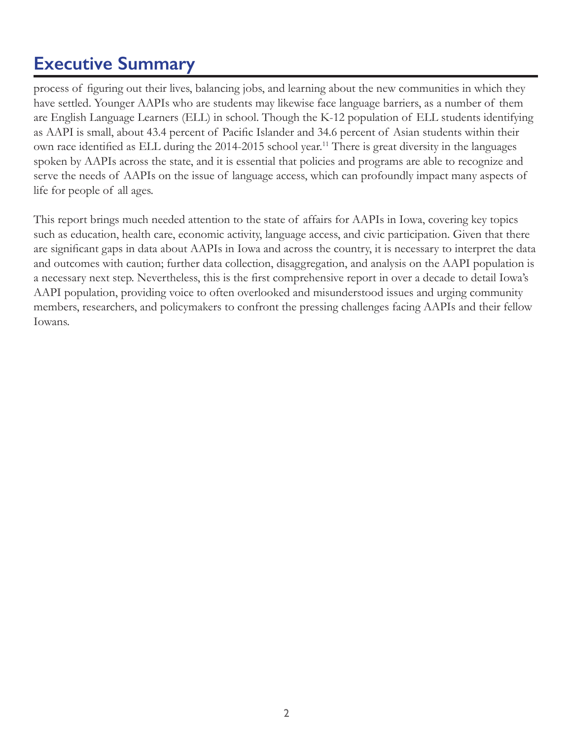# Executive Summary

process of figuring out their lives, balancing jobs, and learning about the new communities in which they have settled. Younger AAPIs who are students may likewise face language barriers, as a number of them are English Language Learners (ELL) in school. Though the K-12 population of ELL students identifying as AAPI is small, about 43.4 percent of Pacific Islander and 34.6 percent of Asian students within their own race identified as ELL during the 2014-2015 school year.[11] There is great diversity in the languages spoken by AAPIs across the state, and it is essential that policies and programs are able to recognize and serve the needs of AAPIs on the issue of language access, which can profoundly impact many aspects of life for people of all ages.

This report brings much needed attention to the state of affairs for AAPIs in Iowa, covering key topics such as education, health care, economic activity, language access, and civic participation. Given that there are significant gaps in data about AAPIs in Iowa and across the country, it is necessary to interpret the data and outcomes with caution; further data collection, disaggregation, and analysis on the AAPI population is a necessary next step. Nevertheless, this is the first comprehensive report in over a decade to detail Iowa's AAPI population, providing voice to often overlooked and misunderstood issues and urging community members, researchers, and policymakers to confront the pressing challenges facing AAPIs and their fellow Iowans.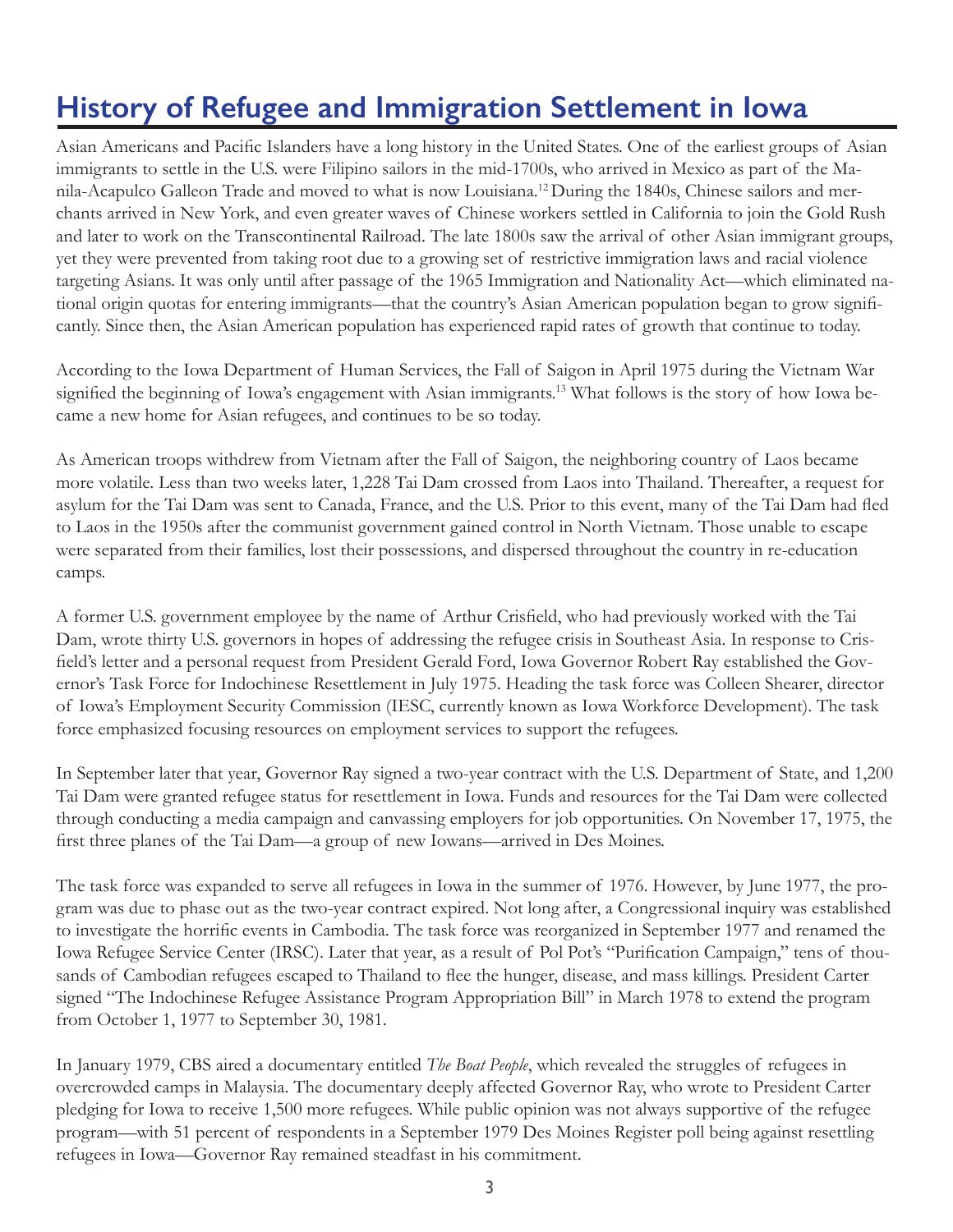# History of Refugee and Immigration Settlement in Iowa

Asian Americans and Pacific Islanders have a long history in the United States. One of the earliest groups of Asian immigrants to settle in the U.S. were Filipino sailors in the mid-1700s, who arrived in Mexico as part of the Manila-Acapulco Galleon Trade and moved to what is now Louisiana.[12] During the 1840s, Chinese sailors and merchants arrived in New York, and even greater waves of Chinese workers settled in California to join the Gold Rush and later to work on the Transcontinental Railroad. The late 1800s saw the arrival of other Asian immigrant groups, yet they were prevented from taking root due to a growing set of restrictive immigration laws and racial violence targeting Asians. It was only until after passage of the 1965 Immigration and Nationality Act—which eliminated national origin quotas for entering immigrants—that the country's Asian American population began to grow significantly. Since then, the Asian American population has experienced rapid rates of growth that continue to today.

According to the Iowa Department of Human Services, the Fall of Saigon in April 1975 during the Vietnam War signified the beginning of Iowa's engagement with Asian immigrants.[13] What follows is the story of how Iowa became a new home for Asian refugees, and continues to be so today.

As American troops withdrew from Vietnam after the Fall of Saigon, the neighboring country of Laos became more volatile. Less than two weeks later, 1,228 Tai Dam crossed from Laos into Thailand. Thereafter, a request for asylum for the Tai Dam was sent to Canada, France, and the U.S. Prior to this event, many of the Tai Dam had fled to Laos in the 1950s after the communist government gained control in North Vietnam. Those unable to escape were separated from their families, lost their possessions, and dispersed throughout the country in re-education camps.

A former U.S. government employee by the name of Arthur Crisfield, who had previously worked with the Tai Dam, wrote thirty U.S. governors in hopes of addressing the refugee crisis in Southeast Asia. In response to Crisfield's letter and a personal request from President Gerald Ford, Iowa Governor Robert Ray established the Governor's Task Force for Indochinese Resettlement in July 1975. Heading the task force was Colleen Shearer, director of Iowa's Employment Security Commission (IESC, currently known as Iowa Workforce Development). The task force emphasized focusing resources on employment services to support the refugees.

In September later that year, Governor Ray signed a two-year contract with the U.S. Department of State, and 1,200 Tai Dam were granted refugee status for resettlement in Iowa. Funds and resources for the Tai Dam were collected through conducting a media campaign and canvassing employers for job opportunities. On November 17, 1975, the first three planes of the Tai Dam—a group of new Iowans—arrived in Des Moines.

The task force was expanded to serve all refugees in Iowa in the summer of 1976. However, by June 1977, the program was due to phase out as the two-year contract expired. Not long after, a Congressional inquiry was established to investigate the horrific events in Cambodia. The task force was reorganized in September 1977 and renamed the Iowa Refugee Service Center (IRSC). Later that year, as a result of Pol Pot's "Purification Campaign," tens of thousands of Cambodian refugees escaped to Thailand to flee the hunger, disease, and mass killings. President Carter signed "The Indochinese Refugee Assistance Program Appropriation Bill" in March 1978 to extend the program from October 1, 1977 to September 30, 1981.

In January 1979, CBS aired a documentary entitled *The Boat People*, which revealed the struggles of refugees in overcrowded camps in Malaysia. The documentary deeply affected Governor Ray, who wrote to President Carter pledging for Iowa to receive 1,500 more refugees. While public opinion was not always supportive of the refugee program—with 51 percent of respondents in a September 1979 Des Moines Register poll being against resettling refugees in Iowa—Governor Ray remained steadfast in his commitment.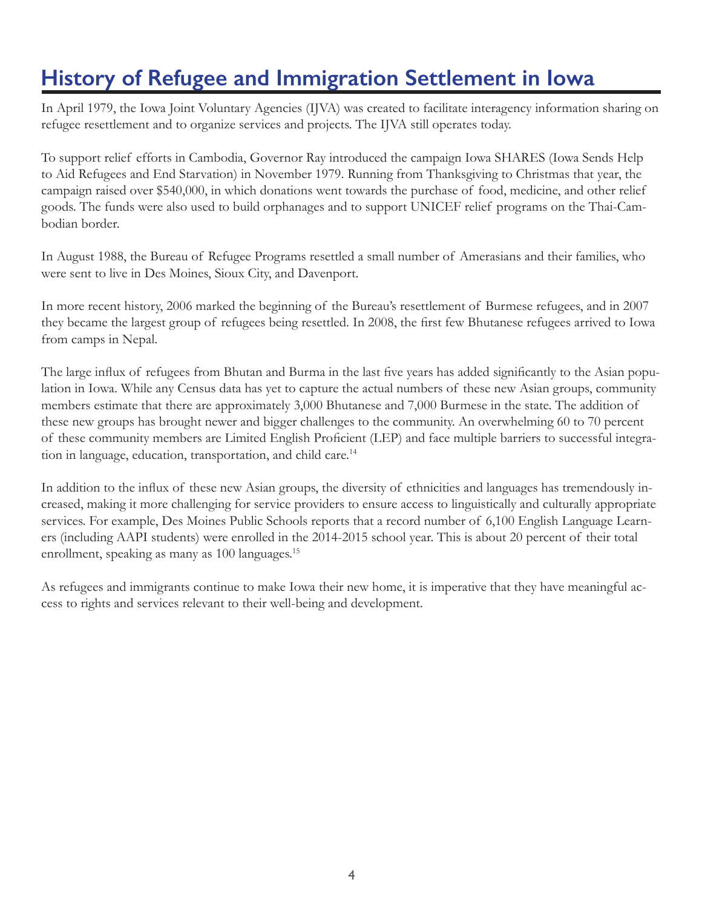# History of Refugee and Immigration Settlement in Iowa

In April 1979, the Iowa Joint Voluntary Agencies (IJVA) was created to facilitate interagency information sharing on refugee resettlement and to organize services and projects. The IJVA still operates today.

To support relief efforts in Cambodia, Governor Ray introduced the campaign Iowa SHARES (Iowa Sends Help to Aid Refugees and End Starvation) in November 1979. Running from Thanksgiving to Christmas that year, the campaign raised over $540,000, in which donations went towards the purchase of food, medicine, and other relief goods. The funds were also used to build orphanages and to support UNICEF relief programs on the Thai-Cambodian border.

In August 1988, the Bureau of Refugee Programs resettled a small number of Amerasians and their families, who were sent to live in Des Moines, Sioux City, and Davenport.

In more recent history, 2006 marked the beginning of the Bureau's resettlement of Burmese refugees, and in 2007 they became the largest group of refugees being resettled. In 2008, the first few Bhutanese refugees arrived to Iowa from camps in Nepal.

The large influx of refugees from Bhutan and Burma in the last five years has added significantly to the Asian population in Iowa. While any Census data has yet to capture the actual numbers of these new Asian groups, community members estimate that there are approximately 3,000 Bhutanese and 7,000 Burmese in the state. The addition of these new groups has brought newer and bigger challenges to the community. An overwhelming 60 to 70 percent of these community members are Limited English Proficient (LEP) and face multiple barriers to successful integration in language, education, transportation, and child care.[14]

In addition to the influx of these new Asian groups, the diversity of ethnicities and languages has tremendously increased, making it more challenging for service providers to ensure access to linguistically and culturally appropriate services. For example, Des Moines Public Schools reports that a record number of 6,100 English Language Learners (including AAPI students) were enrolled in the 2014-2015 school year. This is about 20 percent of their total enrollment, speaking as many as 100 languages.[15]

As refugees and immigrants continue to make Iowa their new home, it is imperative that they have meaningful access to rights and services relevant to their well-being and development.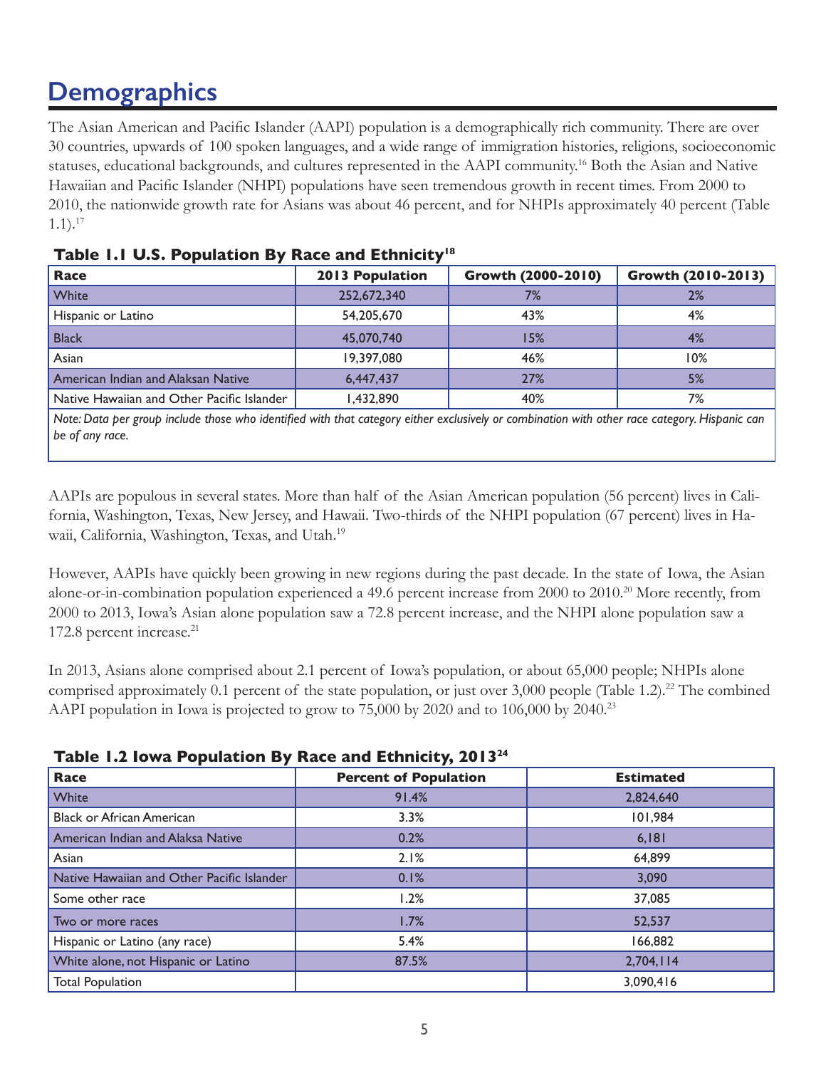# Demographics

The Asian American and Pacific Islander (AAPI) population is a demographically rich community. There are over 30 countries, upwards of 100 spoken languages, and a wide range of immigration histories, religions, socioeconomic statuses, educational backgrounds, and cultures represented in the AAPI community.[16] Both the Asian and Native Hawaiian and Pacific Islander (NHPI) populations have seen tremendous growth in recent times. From 2000 to 2010, the nationwide growth rate for Asians was about 46 percent, and for NHPIs approximately 40 percent (Table 1.1).[17]

**Table 1.1 U.S. Population By Race and Ethnicity[18]**

| Race | 2013 Population | Growth (2000-2010) | Growth (2010-2013) |
|---|---|---|---|
| White | 252,672,340 | 7% | 2% |
| Hispanic or Latino | 54,205,670 | 43% | 4% |
| Black | 45,070,740 | 15% | 4% |
| Asian | 19,397,080 | 46% | 10% |
| American Indian and Alaksan Native | 6,447,437 | 27% | 5% |
| Native Hawaiian and Other Pacific Islander | 1,432,890 | 40% | 7% |

*Note: Data per group include those who identified with that category either exclusively or combination with other race category. Hispanic can be of any race.*

AAPIs are populous in several states. More than half of the Asian American population (56 percent) lives in California, Washington, Texas, New Jersey, and Hawaii. Two-thirds of the NHPI population (67 percent) lives in Hawaii, California, Washington, Texas, and Utah.[19]

However, AAPIs have quickly been growing in new regions during the past decade. In the state of Iowa, the Asian alone-or-in-combination population experienced a 49.6 percent increase from 2000 to 2010.[20] More recently, from 2000 to 2013, Iowa's Asian alone population saw a 72.8 percent increase, and the NHPI alone population saw a 172.8 percent increase.[21]

In 2013, Asians alone comprised about 2.1 percent of Iowa's population, or about 65,000 people; NHPIs alone comprised approximately 0.1 percent of the state population, or just over 3,000 people (Table 1.2).[22] The combined AAPI population in Iowa is projected to grow to 75,000 by 2020 and to 106,000 by 2040.[23]

**Table 1.2 Iowa Population By Race and Ethnicity, 2013[24]**

| Race | Percent of Population | Estimated |
|---|---|---|
| White | 91.4% | 2,824,640 |
| Black or African American | 3.3% | 101,984 |
| American Indian and Alaksa Native | 0.2% | 6,181 |
| Asian | 2.1% | 64,899 |
| Native Hawaiian and Other Pacific Islander | 0.1% | 3,090 |
| Some other race | 1.2% | 37,085 |
| Two or more races | 1.7% | 52,537 |
| Hispanic or Latino (any race) | 5.4% | 166,882 |
| White alone, not Hispanic or Latino | 87.5% | 2,704,114 |
| Total Population | | 3,090,416 |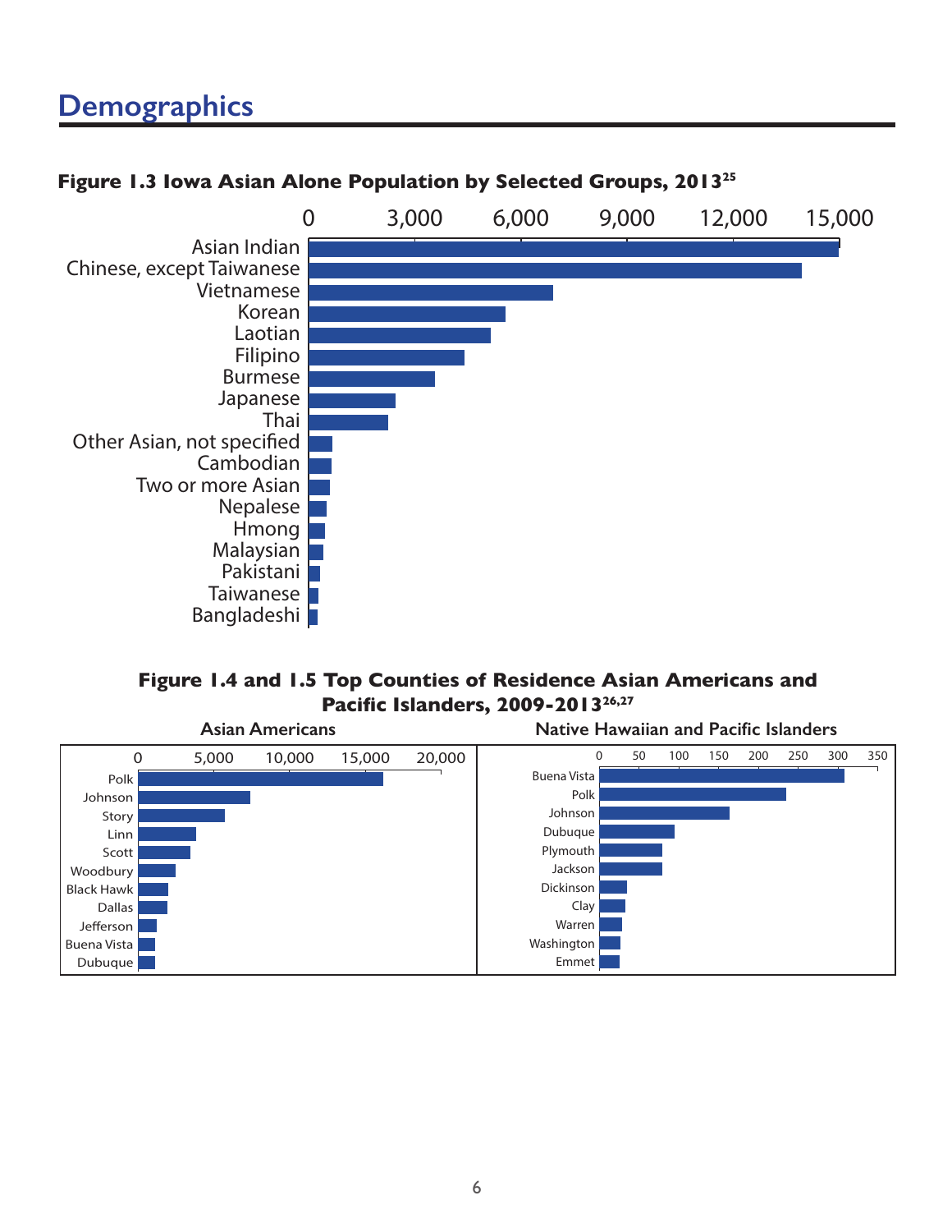# Demographics

**Figure 1.3 Iowa Asian Alone Population by Selected Groups, 2013[25]**

0 | 3,000 | 6,000 | 9,000 | 12,000 | 15,000

Asian Indian
Chinese, except Taiwanese
Vietnamese
Korean
Laotian
Filipino
Burmese
Japanese
Thai
Other Asian, not specified
Cambodian
Two or more Asian
Nepalese
Hmong
Malaysian
Pakistani
Taiwanese
Bangladeshi

**Figure 1.4 and 1.5 Top Counties of Residence Asian Americans and Pacific Islanders, 2009-2013[26,27]**

**Asian Americans**

0 | 5,000 | 10,000 | 15,000 | 20,000

Polk
Johnson
Story
Linn
Scott
Woodbury
Black Hawk
Dallas
Jefferson
Buena Vista
Dubuque

**Native Hawaiian and Pacific Islanders**

0 | 50 | 100 | 150 | 200 | 250 | 300 | 350

Buena Vista
Polk
Johnson
Dubuque
Plymouth
Jackson
Dickinson
Clay
Warren
Washington
Emmet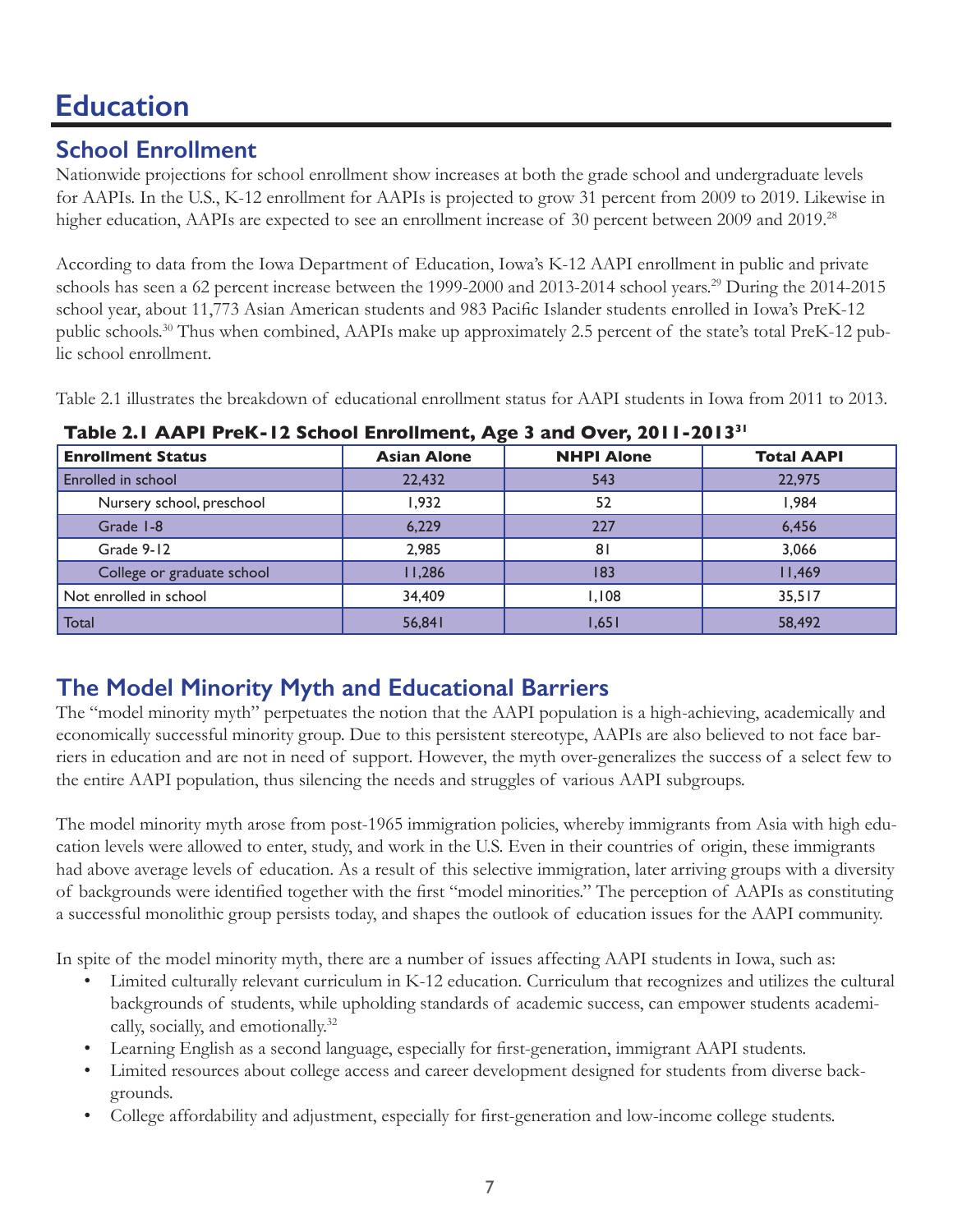# Education

## School Enrollment

Nationwide projections for school enrollment show increases at both the grade school and undergraduate levels for AAPIs. In the U.S., K-12 enrollment for AAPIs is projected to grow 31 percent from 2009 to 2019. Likewise in higher education, AAPIs are expected to see an enrollment increase of 30 percent between 2009 and 2019.[28]

According to data from the Iowa Department of Education, Iowa's K-12 AAPI enrollment in public and private schools has seen a 62 percent increase between the 1999-2000 and 2013-2014 school years.[29] During the 2014-2015 school year, about 11,773 Asian American students and 983 Pacific Islander students enrolled in Iowa's PreK-12 public schools.[30] Thus when combined, AAPIs make up approximately 2.5 percent of the state's total PreK-12 public school enrollment.

Table 2.1 illustrates the breakdown of educational enrollment status for AAPI students in Iowa from 2011 to 2013.

**Table 2.1 AAPI PreK-12 School Enrollment, Age 3 and Over, 2011-2013[31]**

| Enrollment Status | Asian Alone | NHPI Alone | Total AAPI |
|---|---|---|---|
| Enrolled in school | 22,432 | 543 | 22,975 |
| Nursery school, preschool | 1,932 | 52 | 1,984 |
| Grade 1-8 | 6,229 | 227 | 6,456 |
| Grade 9-12 | 2,985 | 81 | 3,066 |
| College or graduate school | 11,286 | 183 | 11,469 |
| Not enrolled in school | 34,409 | 1,108 | 35,517 |
| Total | 56,841 | 1,651 | 58,492 |

## The Model Minority Myth and Educational Barriers

The "model minority myth" perpetuates the notion that the AAPI population is a high-achieving, academically and economically successful minority group. Due to this persistent stereotype, AAPIs are also believed to not face barriers in education and are not in need of support. However, the myth over-generalizes the success of a select few to the entire AAPI population, thus silencing the needs and struggles of various AAPI subgroups.

The model minority myth arose from post-1965 immigration policies, whereby immigrants from Asia with high education levels were allowed to enter, study, and work in the U.S. Even in their countries of origin, these immigrants had above average levels of education. As a result of this selective immigration, later arriving groups with a diversity of backgrounds were identified together with the first "model minorities." The perception of AAPIs as constituting a successful monolithic group persists today, and shapes the outlook of education issues for the AAPI community.

In spite of the model minority myth, there are a number of issues affecting AAPI students in Iowa, such as:

- Limited culturally relevant curriculum in K-12 education. Curriculum that recognizes and utilizes the cultural backgrounds of students, while upholding standards of academic success, can empower students academically, socially, and emotionally.[32]
- Learning English as a second language, especially for first-generation, immigrant AAPI students.
- Limited resources about college access and career development designed for students from diverse backgrounds.
- College affordability and adjustment, especially for first-generation and low-income college students.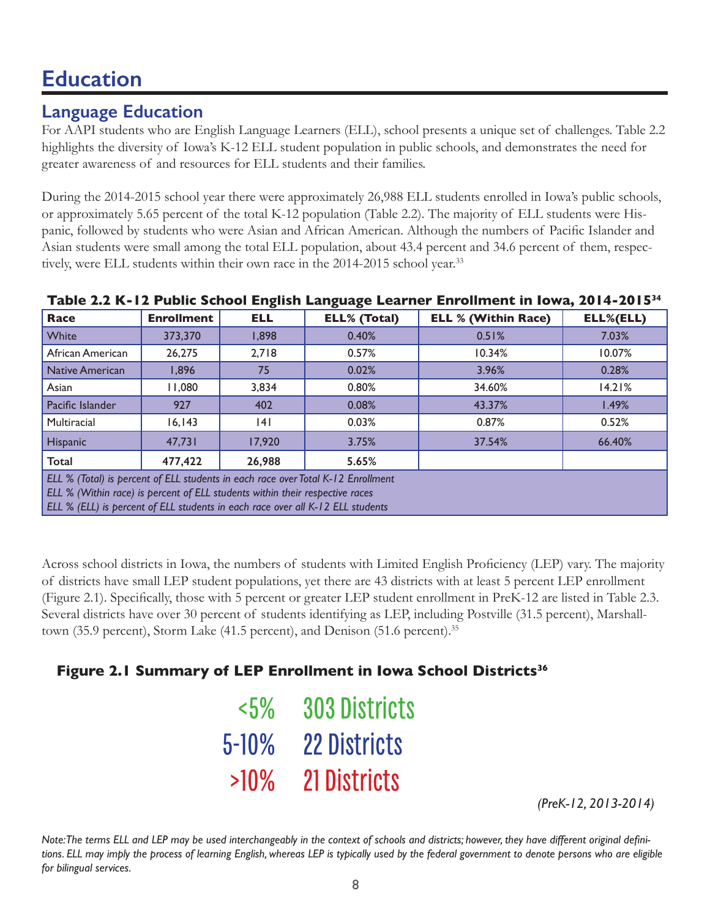# Education

## Language Education

For AAPI students who are English Language Learners (ELL), school presents a unique set of challenges. Table 2.2 highlights the diversity of Iowa's K-12 ELL student population in public schools, and demonstrates the need for greater awareness of and resources for ELL students and their families.

During the 2014-2015 school year there were approximately 26,988 ELL students enrolled in Iowa's public schools, or approximately 5.65 percent of the total K-12 population (Table 2.2). The majority of ELL students were Hispanic, followed by students who were Asian and African American. Although the numbers of Pacific Islander and Asian students were small among the total ELL population, about 43.4 percent and 34.6 percent of them, respectively, were ELL students within their own race in the 2014-2015 school year.[33]

**Table 2.2 K-12 Public School English Language Learner Enrollment in Iowa, 2014-2015[34]**

| Race | Enrollment | ELL | ELL% (Total) | ELL % (Within Race) | ELL%(ELL) |
|---|---|---|---|---|---|
| White | 373,370 | 1,898 | 0.40% | 0.51% | 7.03% |
| African American | 26,275 | 2,718 | 0.57% | 10.34% | 10.07% |
| Native American | 1,896 | 75 | 0.02% | 3.96% | 0.28% |
| Asian | 11,080 | 3,834 | 0.80% | 34.60% | 14.21% |
| Pacific Islander | 927 | 402 | 0.08% | 43.37% | 1.49% |
| Multiracial | 16,143 | 141 | 0.03% | 0.87% | 0.52% |
| Hispanic | 47,731 | 17,920 | 3.75% | 37.54% | 66.40% |
| **Total** | **477,422** | **26,988** | **5.65%** | | |

*ELL % (Total) is percent of ELL students in each race over Total K-12 Enrollment*
*ELL % (Within race) is percent of ELL students within their respective races*
*ELL % (ELL) is percent of ELL students in each race over all K-12 ELL students*

Across school districts in Iowa, the numbers of students with Limited English Proficiency (LEP) vary. The majority of districts have small LEP student populations, yet there are 43 districts with at least 5 percent LEP enrollment (Figure 2.1). Specifically, those with 5 percent or greater LEP student enrollment in PreK-12 are listed in Table 2.3. Several districts have over 30 percent of students identifying as LEP, including Postville (31.5 percent), Marshalltown (35.9 percent), Storm Lake (41.5 percent), and Denison (51.6 percent).[35]

**Figure 2.1 Summary of LEP Enrollment in Iowa School Districts[36]**

<5% 303 Districts
5-10% 22 Districts
>10% 21 Districts

*(PreK-12, 2013-2014)*

*Note: The terms ELL and LEP may be used interchangeably in the context of schools and districts; however, they have different original definitions. ELL may imply the process of learning English, whereas LEP is typically used by the federal government to denote persons who are eligible for bilingual services.*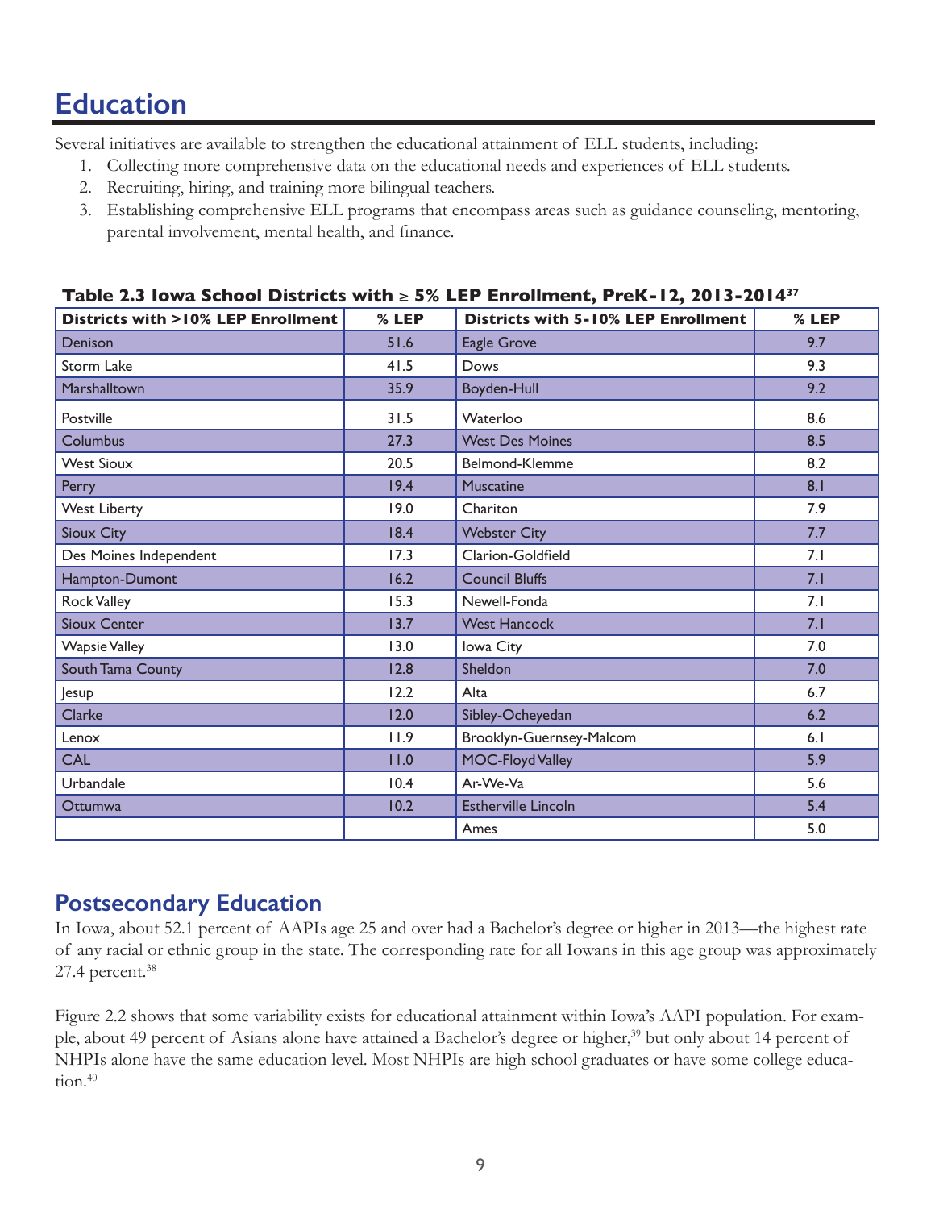# Education

Several initiatives are available to strengthen the educational attainment of ELL students, including:

1. Collecting more comprehensive data on the educational needs and experiences of ELL students.
2. Recruiting, hiring, and training more bilingual teachers.
3. Establishing comprehensive ELL programs that encompass areas such as guidance counseling, mentoring, parental involvement, mental health, and finance.

**Table 2.3 Iowa School Districts with ≥ 5% LEP Enrollment, PreK-12, 2013-2014[37]**

| Districts with >10% LEP Enrollment | % LEP | Districts with 5-10% LEP Enrollment | % LEP |
|---|---|---|---|
| Denison | 51.6 | Eagle Grove | 9.7 |
| Storm Lake | 41.5 | Dows | 9.3 |
| Marshalltown | 35.9 | Boyden-Hull | 9.2 |
| Postville | 31.5 | Waterloo | 8.6 |
| Columbus | 27.3 | West Des Moines | 8.5 |
| West Sioux | 20.5 | Belmond-Klemme | 8.2 |
| Perry | 19.4 | Muscatine | 8.1 |
| West Liberty | 19.0 | Chariton | 7.9 |
| Sioux City | 18.4 | Webster City | 7.7 |
| Des Moines Independent | 17.3 | Clarion-Goldfield | 7.1 |
| Hampton-Dumont | 16.2 | Council Bluffs | 7.1 |
| Rock Valley | 15.3 | Newell-Fonda | 7.1 |
| Sioux Center | 13.7 | West Hancock | 7.1 |
| Wapsie Valley | 13.0 | Iowa City | 7.0 |
| South Tama County | 12.8 | Sheldon | 7.0 |
| Jesup | 12.2 | Alta | 6.7 |
| Clarke | 12.0 | Sibley-Ocheyedan | 6.2 |
| Lenox | 11.9 | Brooklyn-Guernsey-Malcom | 6.1 |
| CAL | 11.0 | MOC-Floyd Valley | 5.9 |
| Urbandale | 10.4 | Ar-We-Va | 5.6 |
| Ottumwa | 10.2 | Estherville Lincoln | 5.4 |
| | | Ames | 5.0 |

## Postsecondary Education

In Iowa, about 52.1 percent of AAPIs age 25 and over had a Bachelor's degree or higher in 2013—the highest rate of any racial or ethnic group in the state. The corresponding rate for all Iowans in this age group was approximately 27.4 percent.[38]

Figure 2.2 shows that some variability exists for educational attainment within Iowa's AAPI population. For example, about 49 percent of Asians alone have attained a Bachelor's degree or higher,[39] but only about 14 percent of NHPIs alone have the same education level. Most NHPIs are high school graduates or have some college education.[40]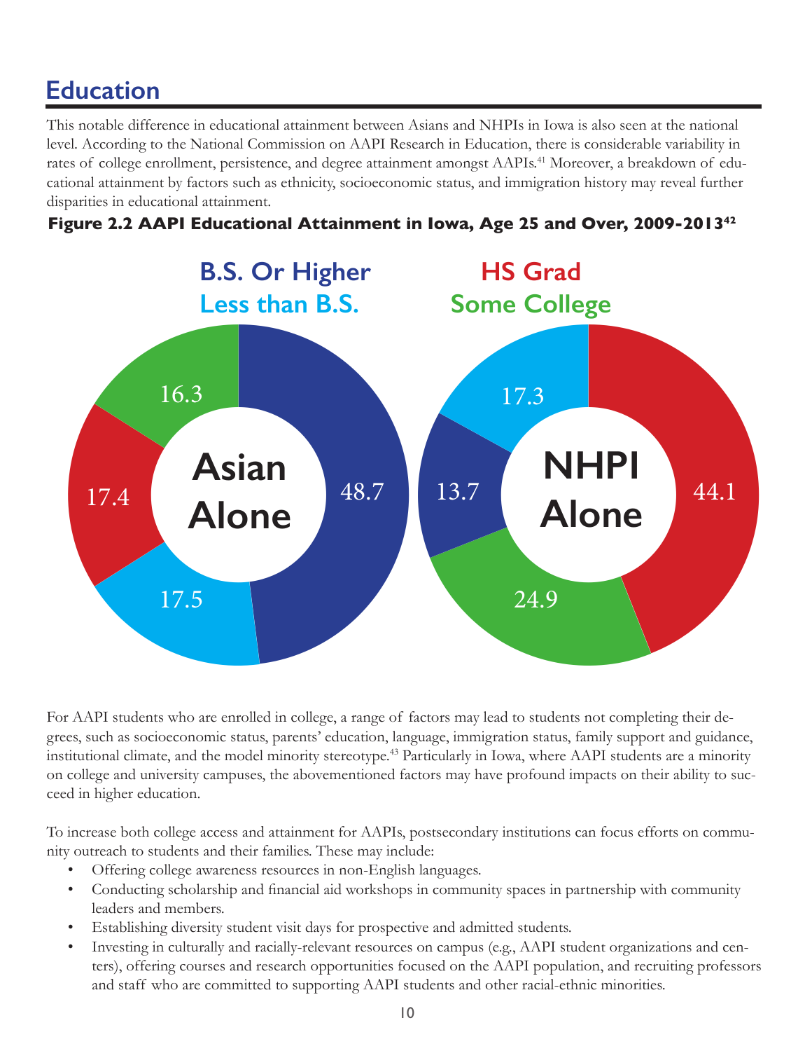## Education

This notable difference in educational attainment between Asians and NHPIs in Iowa is also seen at the national level. According to the National Commission on AAPI Research in Education, there is considerable variability in rates of college enrollment, persistence, and degree attainment amongst AAPIs.[41] Moreover, a breakdown of educational attainment by factors such as ethnicity, socioeconomic status, and immigration history may reveal further disparities in educational attainment.

**Figure 2.2 AAPI Educational Attainment in Iowa, Age 25 and Over, 2009-2013[42]**

| | Asian Alone | NHPI Alone |
|---|---|---|
| B.S. Or Higher | 48.7 | 13.7 |
| Less than B.S. | 17.5 | 17.3 |
| HS Grad | 17.4 | 44.1 |
| Some College | 16.3 | 24.9 |

For AAPI students who are enrolled in college, a range of factors may lead to students not completing their degrees, such as socioeconomic status, parents' education, language, immigration status, family support and guidance, institutional climate, and the model minority stereotype.[43] Particularly in Iowa, where AAPI students are a minority on college and university campuses, the abovementioned factors may have profound impacts on their ability to succeed in higher education.

To increase both college access and attainment for AAPIs, postsecondary institutions can focus efforts on community outreach to students and their families. These may include:

- Offering college awareness resources in non-English languages.
- Conducting scholarship and financial aid workshops in community spaces in partnership with community leaders and members.
- Establishing diversity student visit days for prospective and admitted students.
- Investing in culturally and racially-relevant resources on campus (e.g., AAPI student organizations and centers), offering courses and research opportunities focused on the AAPI population, and recruiting professors and staff who are committed to supporting AAPI students and other racial-ethnic minorities.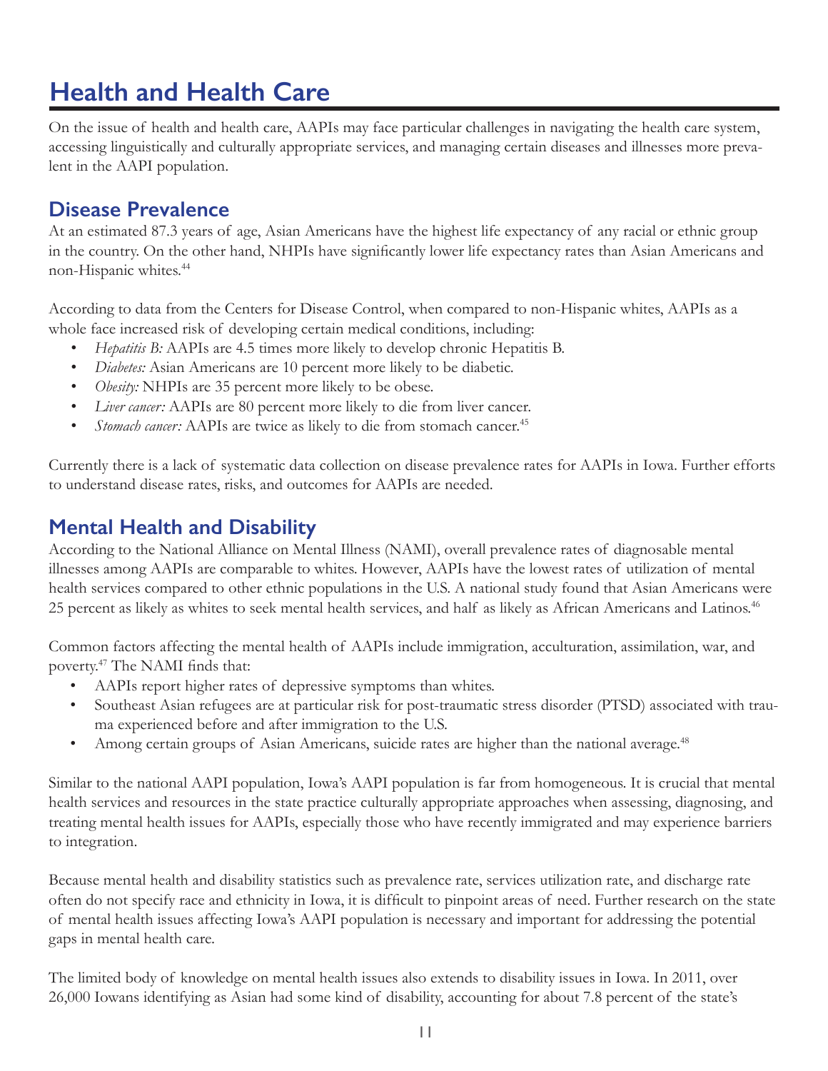# Health and Health Care

On the issue of health and health care, AAPIs may face particular challenges in navigating the health care system, accessing linguistically and culturally appropriate services, and managing certain diseases and illnesses more prevalent in the AAPI population.

## Disease Prevalence

At an estimated 87.3 years of age, Asian Americans have the highest life expectancy of any racial or ethnic group in the country. On the other hand, NHPIs have significantly lower life expectancy rates than Asian Americans and non-Hispanic whites.[44]

According to data from the Centers for Disease Control, when compared to non-Hispanic whites, AAPIs as a whole face increased risk of developing certain medical conditions, including:

- *Hepatitis B:* AAPIs are 4.5 times more likely to develop chronic Hepatitis B.
- *Diabetes:* Asian Americans are 10 percent more likely to be diabetic.
- *Obesity:* NHPIs are 35 percent more likely to be obese.
- *Liver cancer:* AAPIs are 80 percent more likely to die from liver cancer.
- *Stomach cancer:* AAPIs are twice as likely to die from stomach cancer.[45]

Currently there is a lack of systematic data collection on disease prevalence rates for AAPIs in Iowa. Further efforts to understand disease rates, risks, and outcomes for AAPIs are needed.

## Mental Health and Disability

According to the National Alliance on Mental Illness (NAMI), overall prevalence rates of diagnosable mental illnesses among AAPIs are comparable to whites. However, AAPIs have the lowest rates of utilization of mental health services compared to other ethnic populations in the U.S. A national study found that Asian Americans were 25 percent as likely as whites to seek mental health services, and half as likely as African Americans and Latinos.[46]

Common factors affecting the mental health of AAPIs include immigration, acculturation, assimilation, war, and poverty.[47] The NAMI finds that:

- AAPIs report higher rates of depressive symptoms than whites.
- Southeast Asian refugees are at particular risk for post-traumatic stress disorder (PTSD) associated with trauma experienced before and after immigration to the U.S.
- Among certain groups of Asian Americans, suicide rates are higher than the national average.[48]

Similar to the national AAPI population, Iowa's AAPI population is far from homogeneous. It is crucial that mental health services and resources in the state practice culturally appropriate approaches when assessing, diagnosing, and treating mental health issues for AAPIs, especially those who have recently immigrated and may experience barriers to integration.

Because mental health and disability statistics such as prevalence rate, services utilization rate, and discharge rate often do not specify race and ethnicity in Iowa, it is difficult to pinpoint areas of need. Further research on the state of mental health issues affecting Iowa's AAPI population is necessary and important for addressing the potential gaps in mental health care.

The limited body of knowledge on mental health issues also extends to disability issues in Iowa. In 2011, over 26,000 Iowans identifying as Asian had some kind of disability, accounting for about 7.8 percent of the state's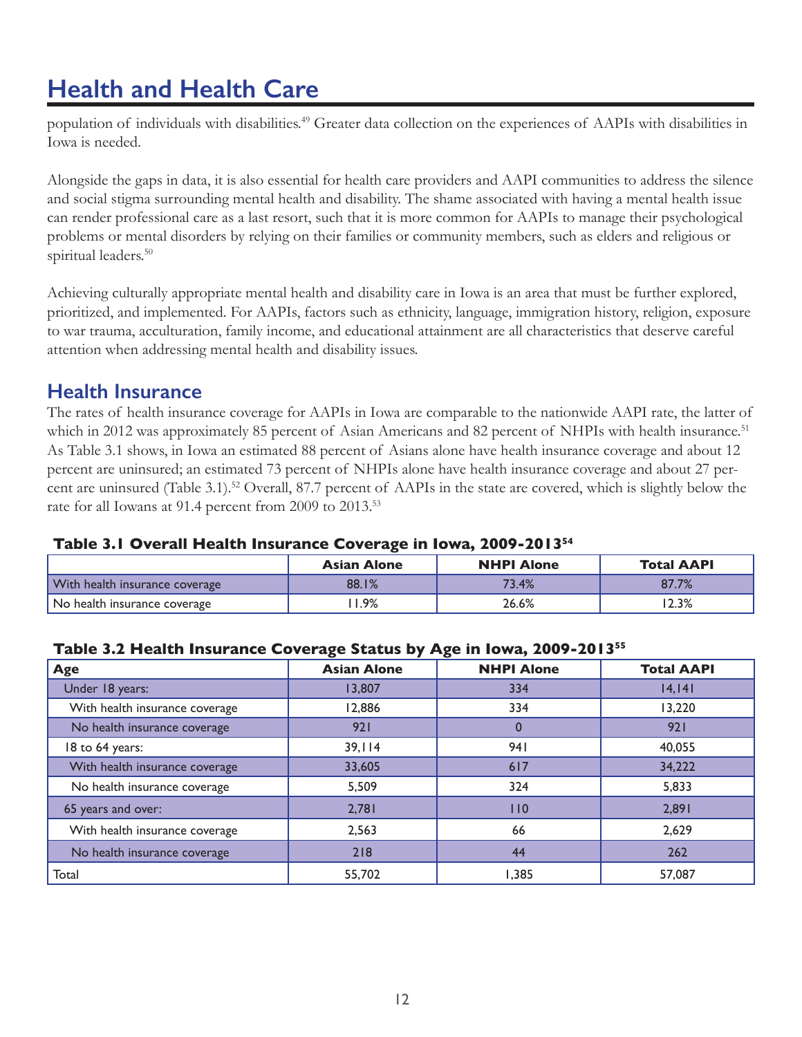# Health and Health Care

population of individuals with disabilities.[49] Greater data collection on the experiences of AAPIs with disabilities in Iowa is needed.

Alongside the gaps in data, it is also essential for health care providers and AAPI communities to address the silence and social stigma surrounding mental health and disability. The shame associated with having a mental health issue can render professional care as a last resort, such that it is more common for AAPIs to manage their psychological problems or mental disorders by relying on their families or community members, such as elders and religious or spiritual leaders.[50]

Achieving culturally appropriate mental health and disability care in Iowa is an area that must be further explored, prioritized, and implemented. For AAPIs, factors such as ethnicity, language, immigration history, religion, exposure to war trauma, acculturation, family income, and educational attainment are all characteristics that deserve careful attention when addressing mental health and disability issues.

## Health Insurance

The rates of health insurance coverage for AAPIs in Iowa are comparable to the nationwide AAPI rate, the latter of which in 2012 was approximately 85 percent of Asian Americans and 82 percent of NHPIs with health insurance.[51] As Table 3.1 shows, in Iowa an estimated 88 percent of Asians alone have health insurance coverage and about 12 percent are uninsured; an estimated 73 percent of NHPIs alone have health insurance coverage and about 27 percent are uninsured (Table 3.1).[52] Overall, 87.7 percent of AAPIs in the state are covered, which is slightly below the rate for all Iowans at 91.4 percent from 2009 to 2013.[53]

**Table 3.1 Overall Health Insurance Coverage in Iowa, 2009-2013[54]**

| | Asian Alone | NHPI Alone | Total AAPI |
|---|---|---|---|
| With health insurance coverage | 88.1% | 73.4% | 87.7% |
| No health insurance coverage | 11.9% | 26.6% | 12.3% |

**Table 3.2 Health Insurance Coverage Status by Age in Iowa, 2009-2013[55]**

| Age | Asian Alone | NHPI Alone | Total AAPI |
|---|---|---|---|
| Under 18 years: | 13,807 | 334 | 14,141 |
| With health insurance coverage | 12,886 | 334 | 13,220 |
| No health insurance coverage | 921 | 0 | 921 |
| 18 to 64 years: | 39,114 | 941 | 40,055 |
| With health insurance coverage | 33,605 | 617 | 34,222 |
| No health insurance coverage | 5,509 | 324 | 5,833 |
| 65 years and over: | 2,781 | 110 | 2,891 |
| With health insurance coverage | 2,563 | 66 | 2,629 |
| No health insurance coverage | 218 | 44 | 262 |
| Total | 55,702 | 1,385 | 57,087 |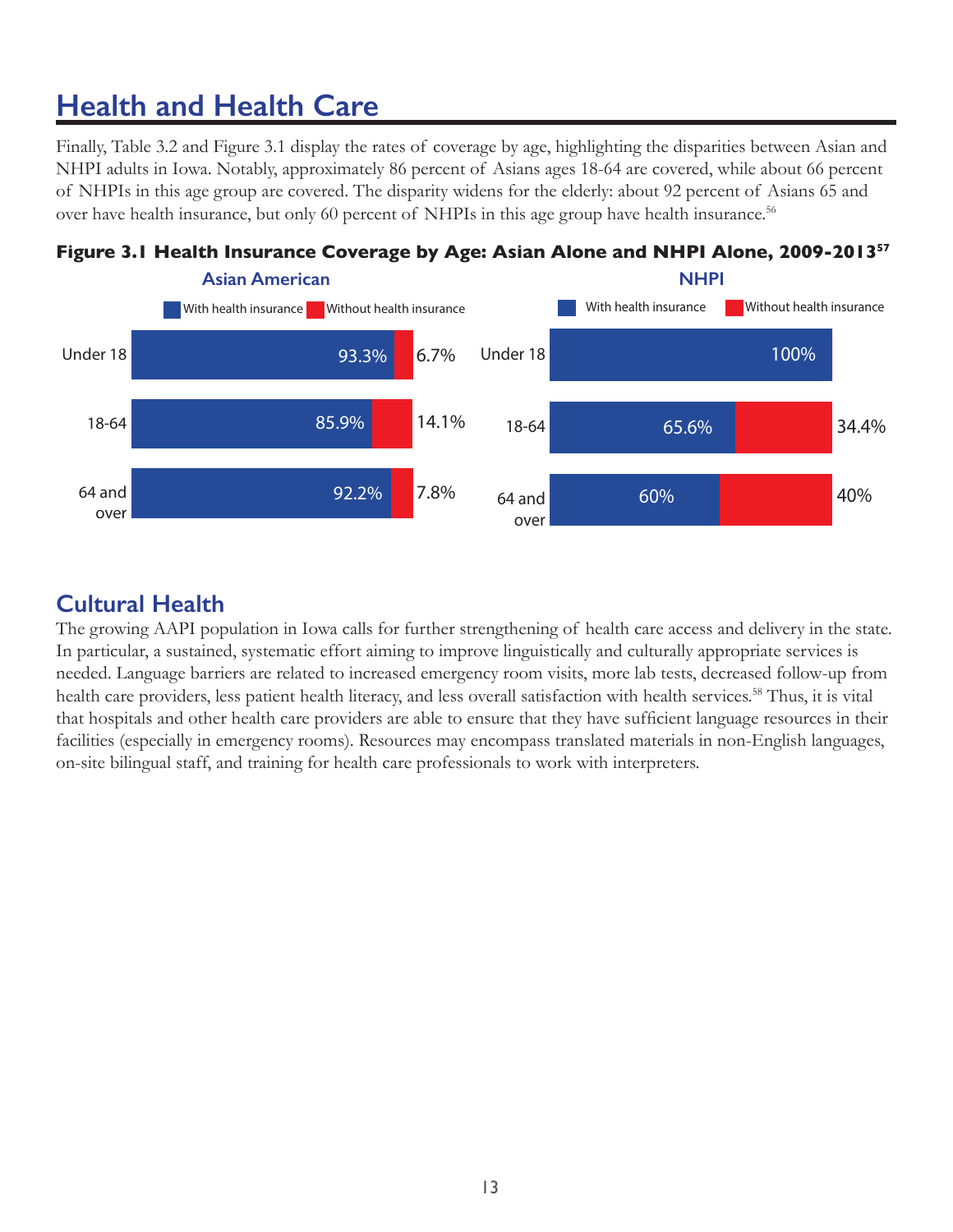# Health and Health Care

Finally, Table 3.2 and Figure 3.1 display the rates of coverage by age, highlighting the disparities between Asian and NHPI adults in Iowa. Notably, approximately 86 percent of Asians ages 18-64 are covered, while about 66 percent of NHPIs in this age group are covered. The disparity widens for the elderly: about 92 percent of Asians 65 and over have health insurance, but only 60 percent of NHPIs in this age group have health insurance.[56]

**Figure 3.1 Health Insurance Coverage by Age: Asian Alone and NHPI Alone, 2009-2013[57]**

| Age | Asian American: With health insurance | Asian American: Without health insurance | NHPI: With health insurance | NHPI: Without health insurance |
|---|---|---|---|---|
| Under 18 | 93.3% | 6.7% | 100% | |
| 18-64 | 85.9% | 14.1% | 65.6% | 34.4% |
| 64 and over | 92.2% | 7.8% | 60% | 40% |

## Cultural Health

The growing AAPI population in Iowa calls for further strengthening of health care access and delivery in the state. In particular, a sustained, systematic effort aiming to improve linguistically and culturally appropriate services is needed. Language barriers are related to increased emergency room visits, more lab tests, decreased follow-up from health care providers, less patient health literacy, and less overall satisfaction with health services.[58] Thus, it is vital that hospitals and other health care providers are able to ensure that they have sufficient language resources in their facilities (especially in emergency rooms). Resources may encompass translated materials in non-English languages, on-site bilingual staff, and training for health care professionals to work with interpreters.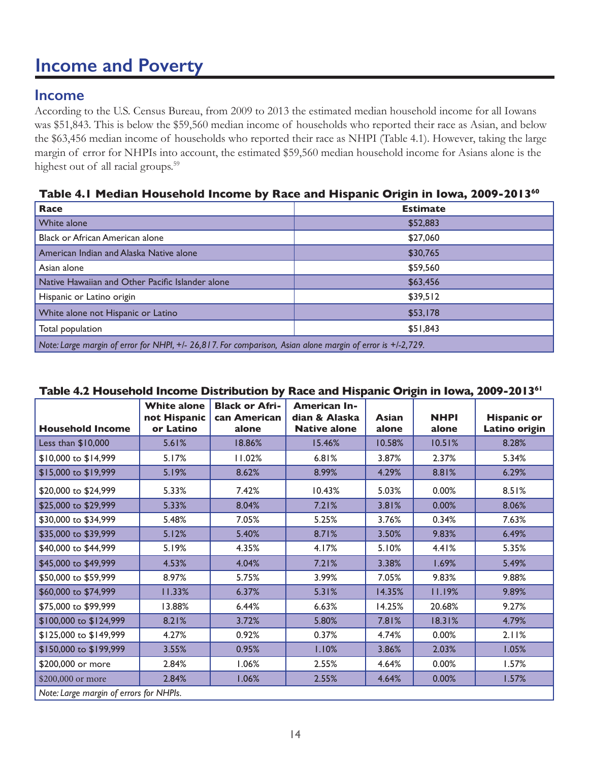# Income and Poverty

## Income

According to the U.S. Census Bureau, from 2009 to 2013 the estimated median household income for all Iowans was $51,843. This is below the $59,560 median income of households who reported their race as Asian, and below the $63,456 median income of households who reported their race as NHPI (Table 4.1). However, taking the large margin of error for NHPIs into account, the estimated $59,560 median household income for Asians alone is the highest out of all racial groups.[59]

**Table 4.1 Median Household Income by Race and Hispanic Origin in Iowa, 2009-2013[60]**

| Race | Estimate |
|---|---|
| White alone | $52,883 |
| Black or African American alone | $27,060 |
| American Indian and Alaska Native alone | $30,765 |
| Asian alone | $59,560 |
| Native Hawaiian and Other Pacific Islander alone | $63,456 |
| Hispanic or Latino origin | $39,512 |
| White alone not Hispanic or Latino | $53,178 |
| Total population | $51,843 |
| *Note: Large margin of error for NHPI, +/- 26,817. For comparison, Asian alone margin of error is +/-2,729.* | |

**Table 4.2 Household Income Distribution by Race and Hispanic Origin in Iowa, 2009-2013[61]**

| Household Income | White alone not Hispanic or Latino | Black or African American alone | American Indian & Alaska Native alone | Asian alone | NHPI alone | Hispanic or Latino origin |
|---|---|---|---|---|---|---|
| Less than $10,000 | 5.61% | 18.86% | 15.46% | 10.58% | 10.51% | 8.28% |
| $10,000 to $14,999 | 5.17% | 11.02% | 6.81% | 3.87% | 2.37% | 5.34% |
| $15,000 to $19,999 | 5.19% | 8.62% | 8.99% | 4.29% | 8.81% | 6.29% |
| $20,000 to $24,999 | 5.33% | 7.42% | 10.43% | 5.03% | 0.00% | 8.51% |
| $25,000 to $29,999 | 5.33% | 8.04% | 7.21% | 3.81% | 0.00% | 8.06% |
| $30,000 to $34,999 | 5.48% | 7.05% | 5.25% | 3.76% | 0.34% | 7.63% |
| $35,000 to $39,999 | 5.12% | 5.40% | 8.71% | 3.50% | 9.83% | 6.49% |
| $40,000 to $44,999 | 5.19% | 4.35% | 4.17% | 5.10% | 4.41% | 5.35% |
| $45,000 to $49,999 | 4.53% | 4.04% | 7.21% | 3.38% | 1.69% | 5.49% |
| $50,000 to $59,999 | 8.97% | 5.75% | 3.99% | 7.05% | 9.83% | 9.88% |
| $60,000 to $74,999 | 11.33% | 6.37% | 5.31% | 14.35% | 11.19% | 9.89% |
| $75,000 to $99,999 | 13.88% | 6.44% | 6.63% | 14.25% | 20.68% | 9.27% |
| $100,000 to $124,999 | 8.21% | 3.72% | 5.80% | 7.81% | 18.31% | 4.79% |
| $125,000 to $149,999 | 4.27% | 0.92% | 0.37% | 4.74% | 0.00% | 2.11% |
| $150,000 to $199,999 | 3.55% | 0.95% | 1.10% | 3.86% | 2.03% | 1.05% |
| $200,000 or more | 2.84% | 1.06% | 2.55% | 4.64% | 0.00% | 1.57% |
| $200,000 or more | 2.84% | 1.06% | 2.55% | 4.64% | 0.00% | 1.57% |
| *Note: Large margin of errors for NHPIs.* | | | | | | |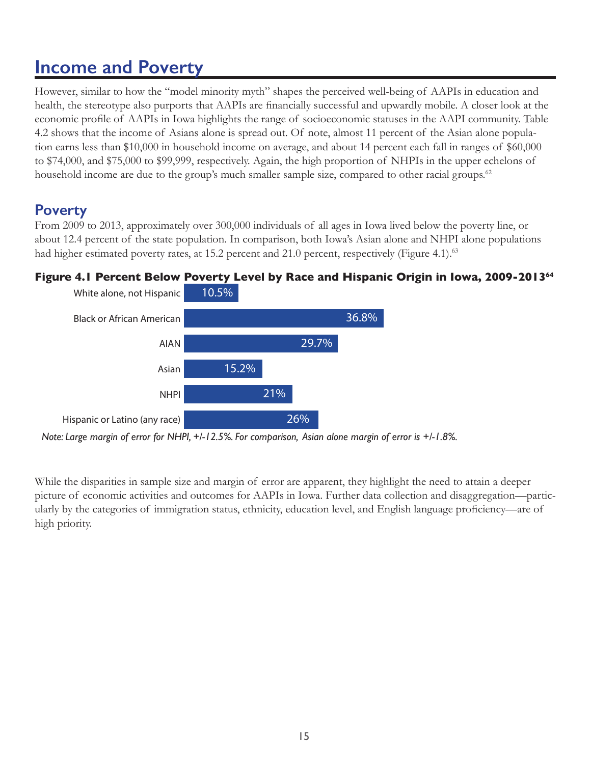# Income and Poverty

However, similar to how the "model minority myth" shapes the perceived well-being of AAPIs in education and health, the stereotype also purports that AAPIs are financially successful and upwardly mobile. A closer look at the economic profile of AAPIs in Iowa highlights the range of socioeconomic statuses in the AAPI community. Table 4.2 shows that the income of Asians alone is spread out. Of note, almost 11 percent of the Asian alone population earns less than $10,000 in household income on average, and about 14 percent each fall in ranges of $60,000 to $74,000, and $75,000 to $99,999, respectively. Again, the high proportion of NHPIs in the upper echelons of household income are due to the group's much smaller sample size, compared to other racial groups.[62]

## Poverty

From 2009 to 2013, approximately over 300,000 individuals of all ages in Iowa lived below the poverty line, or about 12.4 percent of the state population. In comparison, both Iowa's Asian alone and NHPI alone populations had higher estimated poverty rates, at 15.2 percent and 21.0 percent, respectively (Figure 4.1).[63]

**Figure 4.1 Percent Below Poverty Level by Race and Hispanic Origin in Iowa, 2009-2013**[64]

| Race/Hispanic Origin | Percent Below Poverty Level |
|---|---|
| White alone, not Hispanic | 10.5% |
| Black or African American | 36.8% |
| AIAN | 29.7% |
| Asian | 15.2% |
| NHPI | 21% |
| Hispanic or Latino (any race) | 26% |

*Note: Large margin of error for NHPI, +/-12.5%. For comparison, Asian alone margin of error is +/-1.8%.*

While the disparities in sample size and margin of error are apparent, they highlight the need to attain a deeper picture of economic activities and outcomes for AAPIs in Iowa. Further data collection and disaggregation—particularly by the categories of immigration status, ethnicity, education level, and English language proficiency—are of high priority.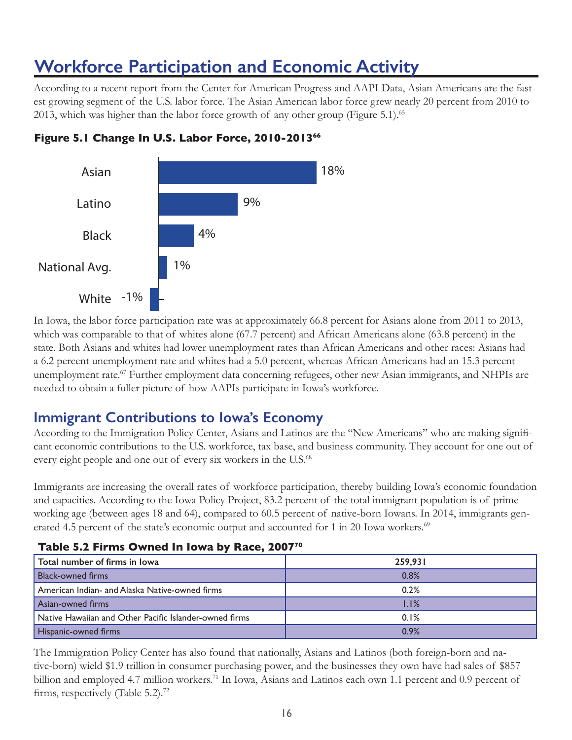# Workforce Participation and Economic Activity

According to a recent report from the Center for American Progress and AAPI Data, Asian Americans are the fastest growing segment of the U.S. labor force. The Asian American labor force grew nearly 20 percent from 2010 to 2013, which was higher than the labor force growth of any other group (Figure 5.1).[65]

**Figure 5.1 Change In U.S. Labor Force, 2010-2013[66]**

| Group | Change |
|---|---|
| Asian | 18% |
| Latino | 9% |
| Black | 4% |
| National Avg. | 1% |
| White | -1% |

In Iowa, the labor force participation rate was at approximately 66.8 percent for Asians alone from 2011 to 2013, which was comparable to that of whites alone (67.7 percent) and African Americans alone (63.8 percent) in the state. Both Asians and whites had lower unemployment rates than African Americans and other races: Asians had a 6.2 percent unemployment rate and whites had a 5.0 percent, whereas African Americans had an 15.3 percent unemployment rate.[67] Further employment data concerning refugees, other new Asian immigrants, and NHPIs are needed to obtain a fuller picture of how AAPIs participate in Iowa's workforce.

## Immigrant Contributions to Iowa's Economy

According to the Immigration Policy Center, Asians and Latinos are the "New Americans" who are making significant economic contributions to the U.S. workforce, tax base, and business community. They account for one out of every eight people and one out of every six workers in the U.S.[68]

Immigrants are increasing the overall rates of workforce participation, thereby building Iowa's economic foundation and capacities. According to the Iowa Policy Project, 83.2 percent of the total immigrant population is of prime working age (between ages 18 and 64), compared to 60.5 percent of native-born Iowans. In 2014, immigrants generated 4.5 percent of the state's economic output and accounted for 1 in 20 Iowa workers.[69]

**Table 5.2 Firms Owned In Iowa by Race, 2007[70]**

| Total number of firms in Iowa | 259,931 |
|---|---|
| Black-owned firms | 0.8% |
| American Indian- and Alaska Native-owned firms | 0.2% |
| Asian-owned firms | 1.1% |
| Native Hawaiian and Other Pacific Islander-owned firms | 0.1% |
| Hispanic-owned firms | 0.9% |

The Immigration Policy Center has also found that nationally, Asians and Latinos (both foreign-born and native-born) wield $1.9 trillion in consumer purchasing power, and the businesses they own have had sales of $857 billion and employed 4.7 million workers.[71] In Iowa, Asians and Latinos each own 1.1 percent and 0.9 percent of firms, respectively (Table 5.2).[72]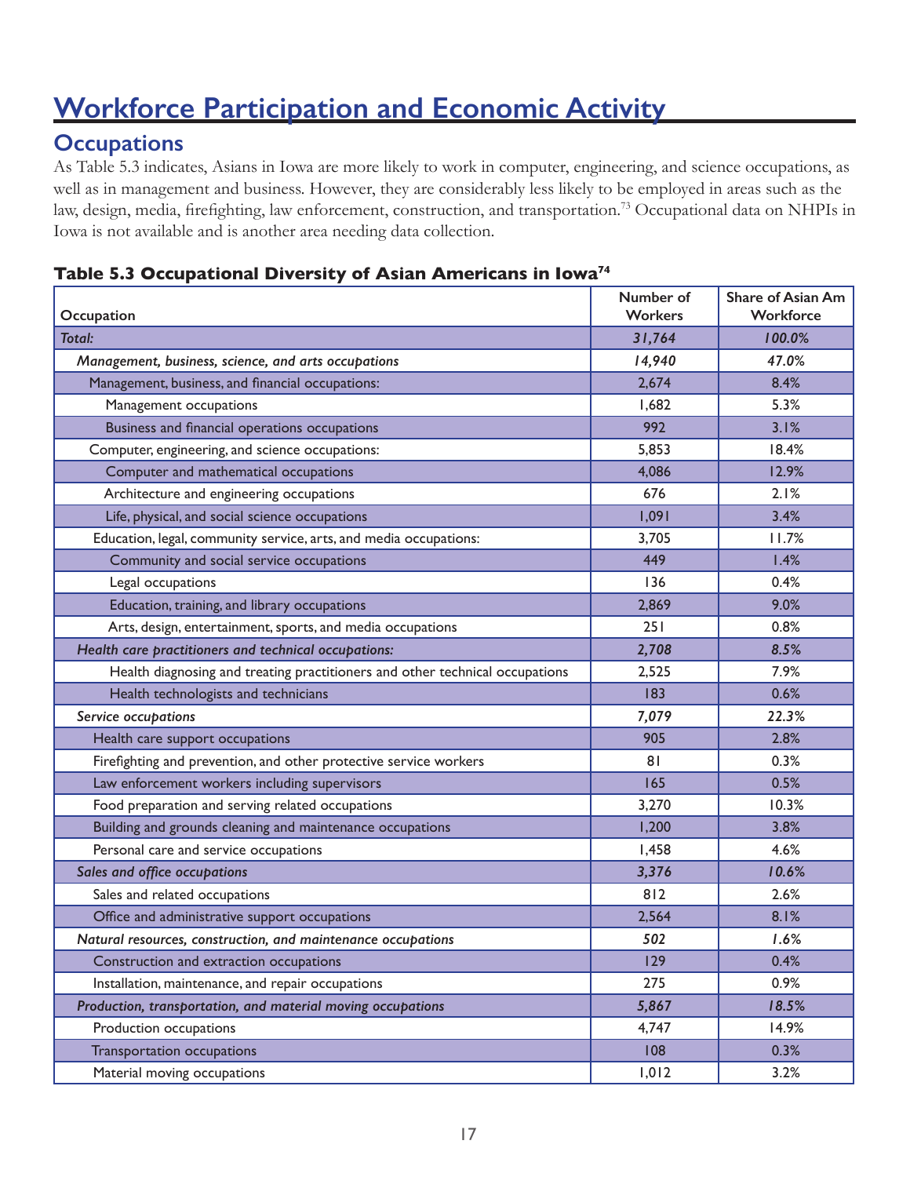# Workforce Participation and Economic Activity

## Occupations

As Table 5.3 indicates, Asians in Iowa are more likely to work in computer, engineering, and science occupations, as well as in management and business. However, they are considerably less likely to be employed in areas such as the law, design, media, firefighting, law enforcement, construction, and transportation.[73] Occupational data on NHPIs in Iowa is not available and is another area needing data collection.

### Table 5.3 Occupational Diversity of Asian Americans in Iowa[74]

| Occupation | Number of Workers | Share of Asian Am Workforce |
|---|---|---|
| *Total:* | *31,764* | *100.0%* |
| *Management, business, science, and arts occupations* | *14,940* | *47.0%* |
| Management, business, and financial occupations: | 2,674 | 8.4% |
| Management occupations | 1,682 | 5.3% |
| Business and financial operations occupations | 992 | 3.1% |
| Computer, engineering, and science occupations: | 5,853 | 18.4% |
| Computer and mathematical occupations | 4,086 | 12.9% |
| Architecture and engineering occupations | 676 | 2.1% |
| Life, physical, and social science occupations | 1,091 | 3.4% |
| Education, legal, community service, arts, and media occupations: | 3,705 | 11.7% |
| Community and social service occupations | 449 | 1.4% |
| Legal occupations | 136 | 0.4% |
| Education, training, and library occupations | 2,869 | 9.0% |
| Arts, design, entertainment, sports, and media occupations | 251 | 0.8% |
| *Health care practitioners and technical occupations:* | *2,708* | *8.5%* |
| Health diagnosing and treating practitioners and other technical occupations | 2,525 | 7.9% |
| Health technologists and technicians | 183 | 0.6% |
| *Service occupations* | *7,079* | *22.3%* |
| Health care support occupations | 905 | 2.8% |
| Firefighting and prevention, and other protective service workers | 81 | 0.3% |
| Law enforcement workers including supervisors | 165 | 0.5% |
| Food preparation and serving related occupations | 3,270 | 10.3% |
| Building and grounds cleaning and maintenance occupations | 1,200 | 3.8% |
| Personal care and service occupations | 1,458 | 4.6% |
| *Sales and office occupations* | *3,376* | *10.6%* |
| Sales and related occupations | 812 | 2.6% |
| Office and administrative support occupations | 2,564 | 8.1% |
| *Natural resources, construction, and maintenance occupations* | *502* | *1.6%* |
| Construction and extraction occupations | 129 | 0.4% |
| Installation, maintenance, and repair occupations | 275 | 0.9% |
| *Production, transportation, and material moving occupations* | *5,867* | *18.5%* |
| Production occupations | 4,747 | 14.9% |
| Transportation occupations | 108 | 0.3% |
| Material moving occupations | 1,012 | 3.2% |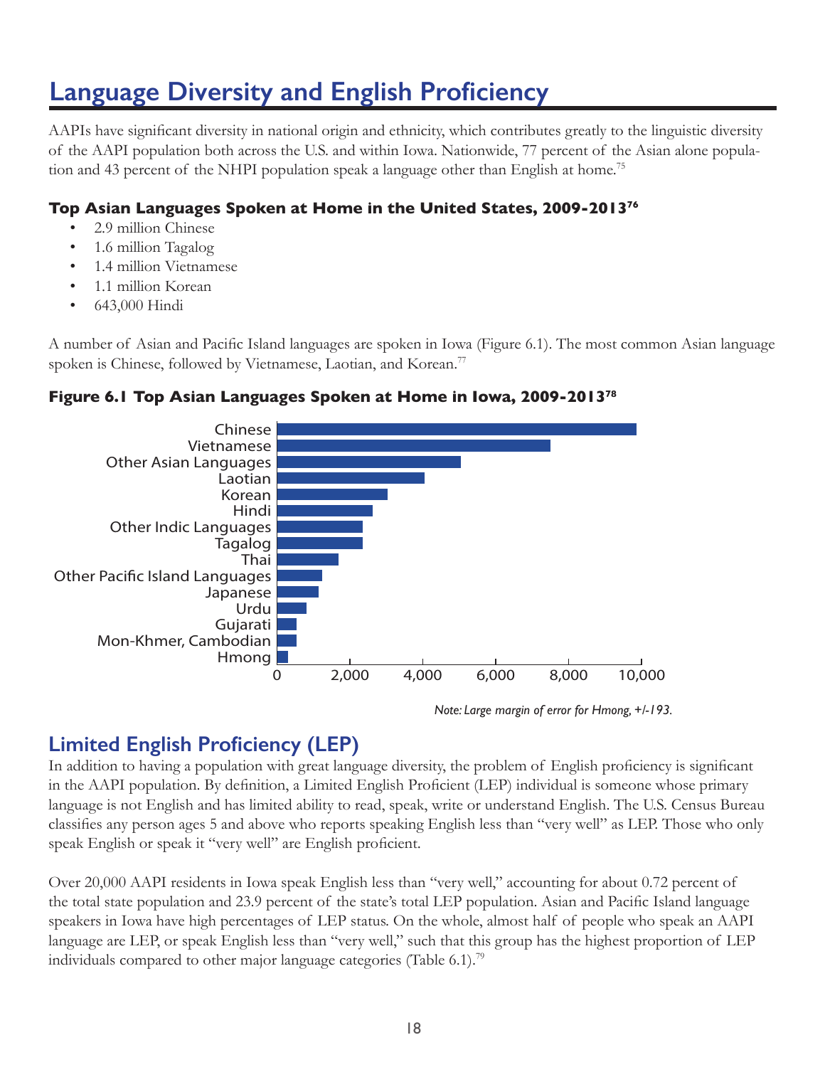# Language Diversity and English Proficiency

AAPIs have significant diversity in national origin and ethnicity, which contributes greatly to the linguistic diversity of the AAPI population both across the U.S. and within Iowa. Nationwide, 77 percent of the Asian alone population and 43 percent of the NHPI population speak a language other than English at home.[75]

### Top Asian Languages Spoken at Home in the United States, 2009-2013[76]

- 2.9 million Chinese
- 1.6 million Tagalog
- 1.4 million Vietnamese
- 1.1 million Korean
- 643,000 Hindi

A number of Asian and Pacific Island languages are spoken in Iowa (Figure 6.1). The most common Asian language spoken is Chinese, followed by Vietnamese, Laotian, and Korean.[77]

### Figure 6.1 Top Asian Languages Spoken at Home in Iowa, 2009-2013[78]

Chinese
Vietnamese
Other Asian Languages
Laotian
Korean
Hindi
Other Indic Languages
Tagalog
Thai
Other Pacific Island Languages
Japanese
Urdu
Gujarati
Mon-Khmer, Cambodian
Hmong

0 2,000 4,000 6,000 8,000 10,000

*Note: Large margin of error for Hmong, +/-193.*

## Limited English Proficiency (LEP)

In addition to having a population with great language diversity, the problem of English proficiency is significant in the AAPI population. By definition, a Limited English Proficient (LEP) individual is someone whose primary language is not English and has limited ability to read, speak, write or understand English. The U.S. Census Bureau classifies any person ages 5 and above who reports speaking English less than "very well" as LEP. Those who only speak English or speak it "very well" are English proficient.

Over 20,000 AAPI residents in Iowa speak English less than "very well," accounting for about 0.72 percent of the total state population and 23.9 percent of the state's total LEP population. Asian and Pacific Island language speakers in Iowa have high percentages of LEP status. On the whole, almost half of people who speak an AAPI language are LEP, or speak English less than "very well," such that this group has the highest proportion of LEP individuals compared to other major language categories (Table 6.1).[79]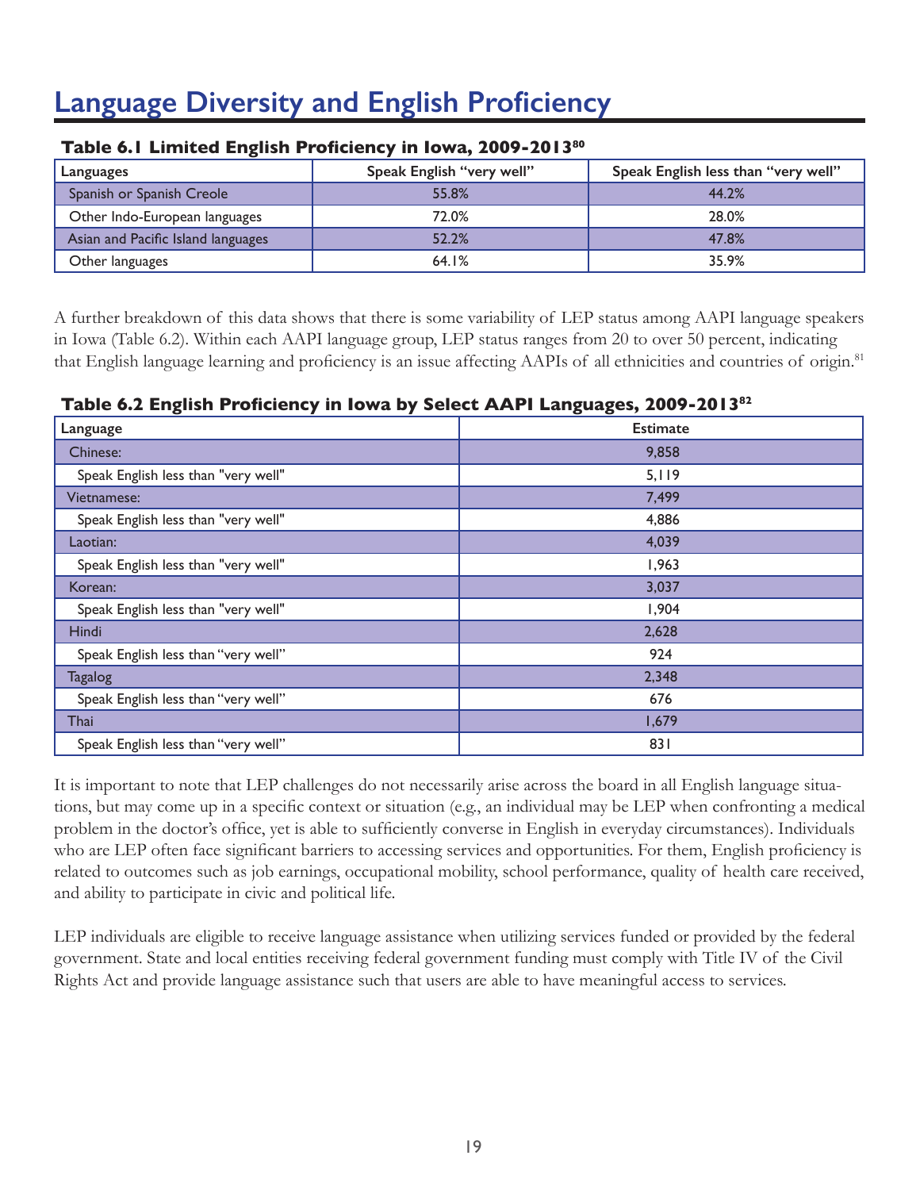# Language Diversity and English Proficiency

**Table 6.1 Limited English Proficiency in Iowa, 2009-2013[80]**

| Languages | Speak English "very well" | Speak English less than "very well" |
|---|---|---|
| Spanish or Spanish Creole | 55.8% | 44.2% |
| Other Indo-European languages | 72.0% | 28.0% |
| Asian and Pacific Island languages | 52.2% | 47.8% |
| Other languages | 64.1% | 35.9% |

A further breakdown of this data shows that there is some variability of LEP status among AAPI language speakers in Iowa (Table 6.2). Within each AAPI language group, LEP status ranges from 20 to over 50 percent, indicating that English language learning and proficiency is an issue affecting AAPIs of all ethnicities and countries of origin.[81]

**Table 6.2 English Proficiency in Iowa by Select AAPI Languages, 2009-2013[82]**

| Language | Estimate |
|---|---|
| Chinese: | 9,858 |
| Speak English less than "very well" | 5,119 |
| Vietnamese: | 7,499 |
| Speak English less than "very well" | 4,886 |
| Laotian: | 4,039 |
| Speak English less than "very well" | 1,963 |
| Korean: | 3,037 |
| Speak English less than "very well" | 1,904 |
| Hindi | 2,628 |
| Speak English less than "very well" | 924 |
| Tagalog | 2,348 |
| Speak English less than "very well" | 676 |
| Thai | 1,679 |
| Speak English less than "very well" | 831 |

It is important to note that LEP challenges do not necessarily arise across the board in all English language situations, but may come up in a specific context or situation (e.g., an individual may be LEP when confronting a medical problem in the doctor's office, yet is able to sufficiently converse in English in everyday circumstances). Individuals who are LEP often face significant barriers to accessing services and opportunities. For them, English proficiency is related to outcomes such as job earnings, occupational mobility, school performance, quality of health care received, and ability to participate in civic and political life.

LEP individuals are eligible to receive language assistance when utilizing services funded or provided by the federal government. State and local entities receiving federal government funding must comply with Title IV of the Civil Rights Act and provide language assistance such that users are able to have meaningful access to services.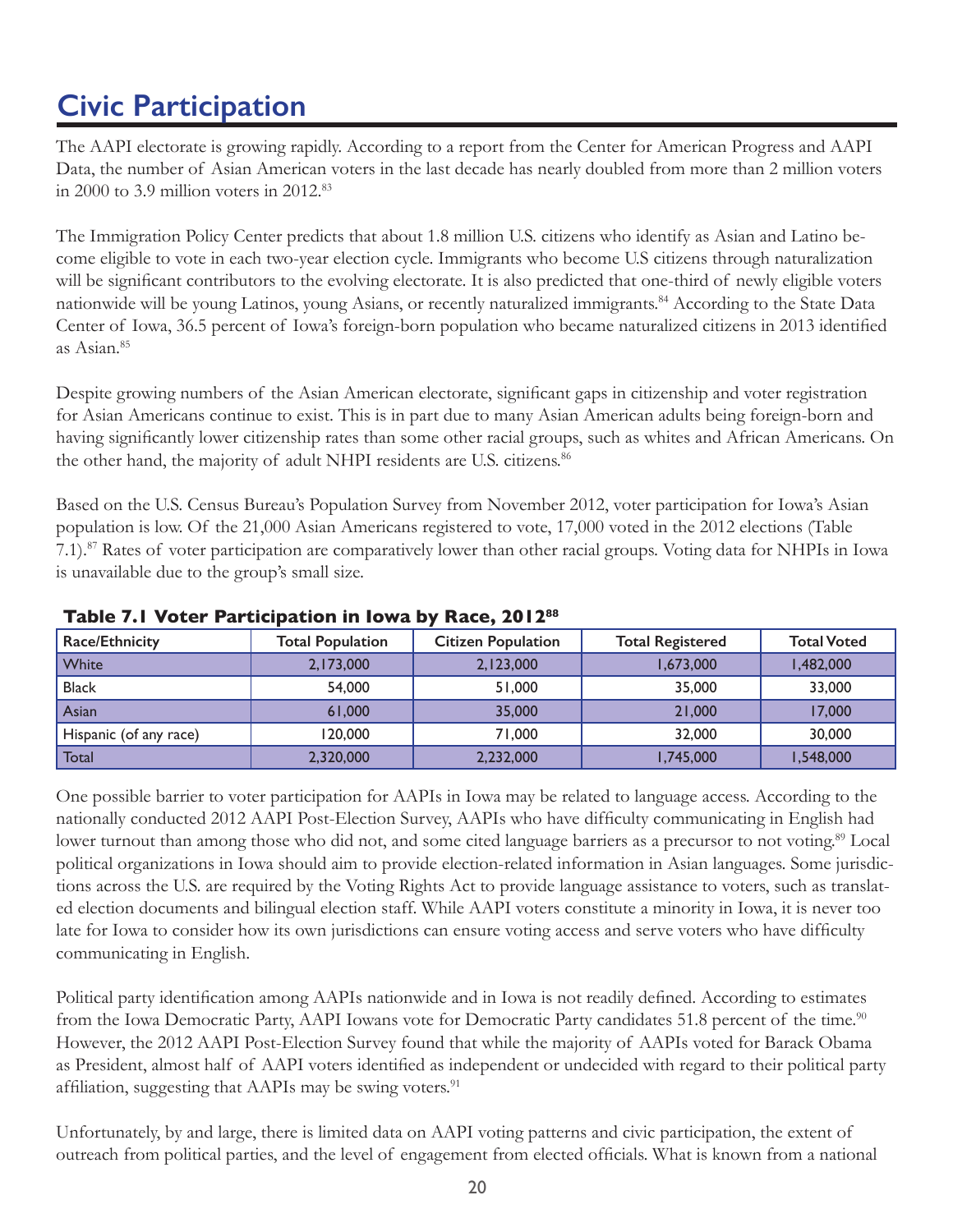# Civic Participation

The AAPI electorate is growing rapidly. According to a report from the Center for American Progress and AAPI Data, the number of Asian American voters in the last decade has nearly doubled from more than 2 million voters in 2000 to 3.9 million voters in 2012.[83]

The Immigration Policy Center predicts that about 1.8 million U.S. citizens who identify as Asian and Latino become eligible to vote in each two-year election cycle. Immigrants who become U.S citizens through naturalization will be significant contributors to the evolving electorate. It is also predicted that one-third of newly eligible voters nationwide will be young Latinos, young Asians, or recently naturalized immigrants.[84] According to the State Data Center of Iowa, 36.5 percent of Iowa's foreign-born population who became naturalized citizens in 2013 identified as Asian.[85]

Despite growing numbers of the Asian American electorate, significant gaps in citizenship and voter registration for Asian Americans continue to exist. This is in part due to many Asian American adults being foreign-born and having significantly lower citizenship rates than some other racial groups, such as whites and African Americans. On the other hand, the majority of adult NHPI residents are U.S. citizens.[86]

Based on the U.S. Census Bureau's Population Survey from November 2012, voter participation for Iowa's Asian population is low. Of the 21,000 Asian Americans registered to vote, 17,000 voted in the 2012 elections (Table 7.1).[87] Rates of voter participation are comparatively lower than other racial groups. Voting data for NHPIs in Iowa is unavailable due to the group's small size.

**Table 7.1 Voter Participation in Iowa by Race, 2012[88]**

| Race/Ethnicity | Total Population | Citizen Population | Total Registered | Total Voted |
|---|---|---|---|---|
| White | 2,173,000 | 2,123,000 | 1,673,000 | 1,482,000 |
| Black | 54,000 | 51,000 | 35,000 | 33,000 |
| Asian | 61,000 | 35,000 | 21,000 | 17,000 |
| Hispanic (of any race) | 120,000 | 71,000 | 32,000 | 30,000 |
| Total | 2,320,000 | 2,232,000 | 1,745,000 | 1,548,000 |

One possible barrier to voter participation for AAPIs in Iowa may be related to language access. According to the nationally conducted 2012 AAPI Post-Election Survey, AAPIs who have difficulty communicating in English had lower turnout than among those who did not, and some cited language barriers as a precursor to not voting.[89] Local political organizations in Iowa should aim to provide election-related information in Asian languages. Some jurisdictions across the U.S. are required by the Voting Rights Act to provide language assistance to voters, such as translated election documents and bilingual election staff. While AAPI voters constitute a minority in Iowa, it is never too late for Iowa to consider how its own jurisdictions can ensure voting access and serve voters who have difficulty communicating in English.

Political party identification among AAPIs nationwide and in Iowa is not readily defined. According to estimates from the Iowa Democratic Party, AAPI Iowans vote for Democratic Party candidates 51.8 percent of the time.[90] However, the 2012 AAPI Post-Election Survey found that while the majority of AAPIs voted for Barack Obama as President, almost half of AAPI voters identified as independent or undecided with regard to their political party affiliation, suggesting that AAPIs may be swing voters.[91]

Unfortunately, by and large, there is limited data on AAPI voting patterns and civic participation, the extent of outreach from political parties, and the level of engagement from elected officials. What is known from a national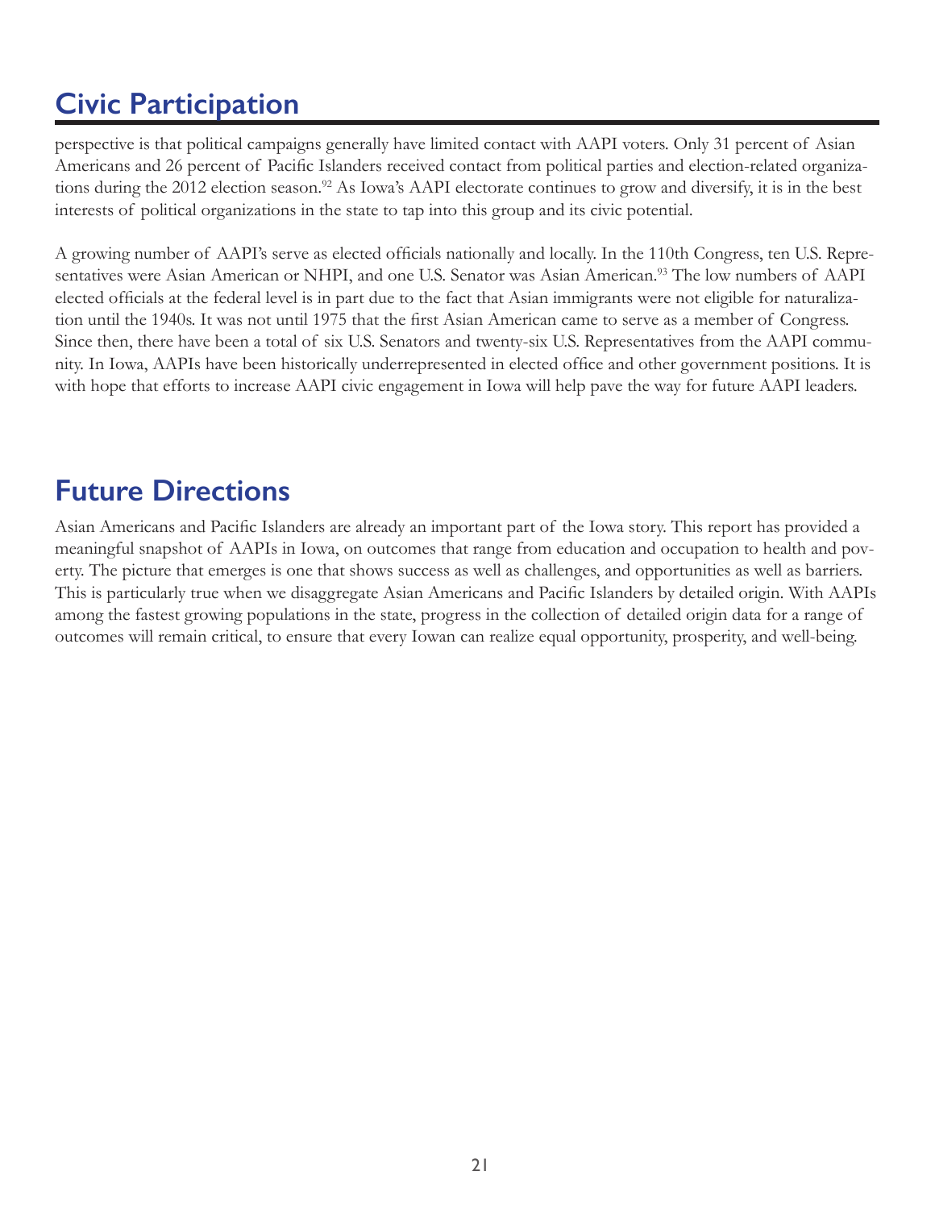## Civic Participation

perspective is that political campaigns generally have limited contact with AAPI voters. Only 31 percent of Asian Americans and 26 percent of Pacific Islanders received contact from political parties and election-related organizations during the 2012 election season.[92] As Iowa's AAPI electorate continues to grow and diversify, it is in the best interests of political organizations in the state to tap into this group and its civic potential.

A growing number of AAPI's serve as elected officials nationally and locally. In the 110th Congress, ten U.S. Representatives were Asian American or NHPI, and one U.S. Senator was Asian American.[93] The low numbers of AAPI elected officials at the federal level is in part due to the fact that Asian immigrants were not eligible for naturalization until the 1940s. It was not until 1975 that the first Asian American came to serve as a member of Congress. Since then, there have been a total of six U.S. Senators and twenty-six U.S. Representatives from the AAPI community. In Iowa, AAPIs have been historically underrepresented in elected office and other government positions. It is with hope that efforts to increase AAPI civic engagement in Iowa will help pave the way for future AAPI leaders.

## Future Directions

Asian Americans and Pacific Islanders are already an important part of the Iowa story. This report has provided a meaningful snapshot of AAPIs in Iowa, on outcomes that range from education and occupation to health and poverty. The picture that emerges is one that shows success as well as challenges, and opportunities as well as barriers. This is particularly true when we disaggregate Asian Americans and Pacific Islanders by detailed origin. With AAPIs among the fastest growing populations in the state, progress in the collection of detailed origin data for a range of outcomes will remain critical, to ensure that every Iowan can realize equal opportunity, prosperity, and well-being.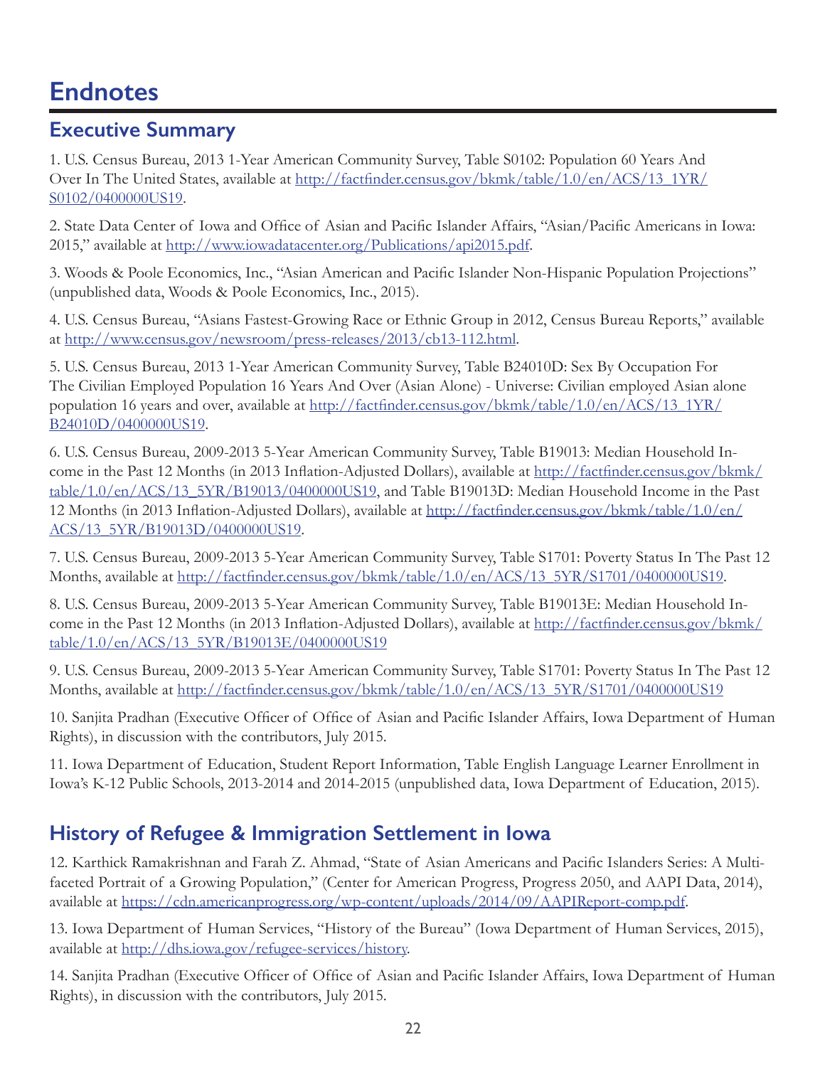# Endnotes

## Executive Summary

1. U.S. Census Bureau, 2013 1-Year American Community Survey, Table S0102: Population 60 Years And Over In The United States, available at http://factfinder.census.gov/bkmk/table/1.0/en/ACS/13_1YR/S0102/0400000US19.

2. State Data Center of Iowa and Office of Asian and Pacific Islander Affairs, "Asian/Pacific Americans in Iowa: 2015," available at http://www.iowadatacenter.org/Publications/api2015.pdf.

3. Woods & Poole Economics, Inc., "Asian American and Pacific Islander Non-Hispanic Population Projections" (unpublished data, Woods & Poole Economics, Inc., 2015).

4. U.S. Census Bureau, "Asians Fastest-Growing Race or Ethnic Group in 2012, Census Bureau Reports," available at http://www.census.gov/newsroom/press-releases/2013/cb13-112.html.

5. U.S. Census Bureau, 2013 1-Year American Community Survey, Table B24010D: Sex By Occupation For The Civilian Employed Population 16 Years And Over (Asian Alone) - Universe: Civilian employed Asian alone population 16 years and over, available at http://factfinder.census.gov/bkmk/table/1.0/en/ACS/13_1YR/B24010D/0400000US19.

6. U.S. Census Bureau, 2009-2013 5-Year American Community Survey, Table B19013: Median Household Income in the Past 12 Months (in 2013 Inflation-Adjusted Dollars), available at http://factfinder.census.gov/bkmk/table/1.0/en/ACS/13_5YR/B19013/0400000US19, and Table B19013D: Median Household Income in the Past 12 Months (in 2013 Inflation-Adjusted Dollars), available at http://factfinder.census.gov/bkmk/table/1.0/en/ACS/13_5YR/B19013D/0400000US19.

7. U.S. Census Bureau, 2009-2013 5-Year American Community Survey, Table S1701: Poverty Status In The Past 12 Months, available at http://factfinder.census.gov/bkmk/table/1.0/en/ACS/13_5YR/S1701/0400000US19.

8. U.S. Census Bureau, 2009-2013 5-Year American Community Survey, Table B19013E: Median Household Income in the Past 12 Months (in 2013 Inflation-Adjusted Dollars), available at http://factfinder.census.gov/bkmk/table/1.0/en/ACS/13_5YR/B19013E/0400000US19

9. U.S. Census Bureau, 2009-2013 5-Year American Community Survey, Table S1701: Poverty Status In The Past 12 Months, available at http://factfinder.census.gov/bkmk/table/1.0/en/ACS/13_5YR/S1701/0400000US19

10. Sanjita Pradhan (Executive Officer of Office of Asian and Pacific Islander Affairs, Iowa Department of Human Rights), in discussion with the contributors, July 2015.

11. Iowa Department of Education, Student Report Information, Table English Language Learner Enrollment in Iowa's K-12 Public Schools, 2013-2014 and 2014-2015 (unpublished data, Iowa Department of Education, 2015).

## History of Refugee & Immigration Settlement in Iowa

12. Karthick Ramakrishnan and Farah Z. Ahmad, "State of Asian Americans and Pacific Islanders Series: A Multifaceted Portrait of a Growing Population," (Center for American Progress, Progress 2050, and AAPI Data, 2014), available at https://cdn.americanprogress.org/wp-content/uploads/2014/09/AAPIReport-comp.pdf.

13. Iowa Department of Human Services, "History of the Bureau" (Iowa Department of Human Services, 2015), available at http://dhs.iowa.gov/refugee-services/history.

14. Sanjita Pradhan (Executive Officer of Office of Asian and Pacific Islander Affairs, Iowa Department of Human Rights), in discussion with the contributors, July 2015.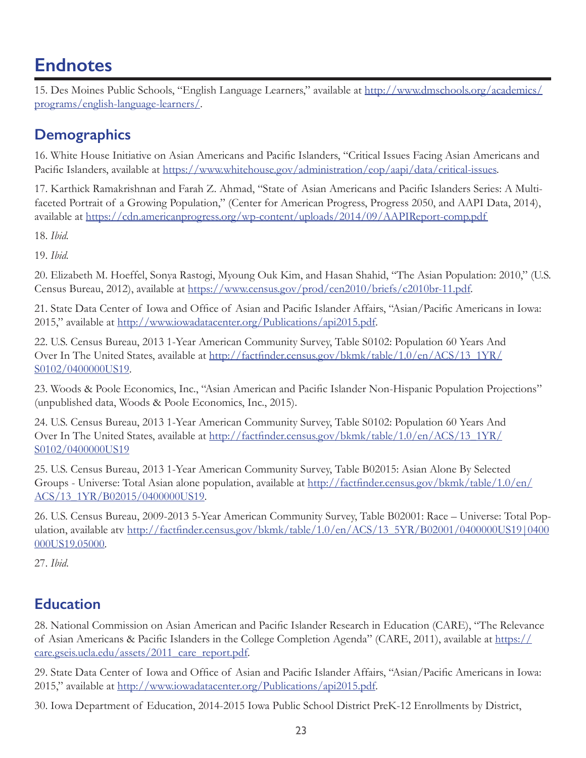# Endnotes

15. Des Moines Public Schools, "English Language Learners," available at http://www.dmschools.org/academics/programs/english-language-learners/.

## Demographics

16. White House Initiative on Asian Americans and Pacific Islanders, "Critical Issues Facing Asian Americans and Pacific Islanders, available at https://www.whitehouse.gov/administration/eop/aapi/data/critical-issues.

17. Karthick Ramakrishnan and Farah Z. Ahmad, "State of Asian Americans and Pacific Islanders Series: A Multifaceted Portrait of a Growing Population," (Center for American Progress, Progress 2050, and AAPI Data, 2014), available at https://cdn.americanprogress.org/wp-content/uploads/2014/09/AAPIReport-comp.pdf

18. *Ibid.*

19. *Ibid.*

20. Elizabeth M. Hoeffel, Sonya Rastogi, Myoung Ouk Kim, and Hasan Shahid, "The Asian Population: 2010," (U.S. Census Bureau, 2012), available at https://www.census.gov/prod/cen2010/briefs/c2010br-11.pdf.

21. State Data Center of Iowa and Office of Asian and Pacific Islander Affairs, "Asian/Pacific Americans in Iowa: 2015," available at http://www.iowadatacenter.org/Publications/api2015.pdf.

22. U.S. Census Bureau, 2013 1-Year American Community Survey, Table S0102: Population 60 Years And Over In The United States, available at http://factfinder.census.gov/bkmk/table/1.0/en/ACS/13_1YR/S0102/0400000US19.

23. Woods & Poole Economics, Inc., "Asian American and Pacific Islander Non-Hispanic Population Projections" (unpublished data, Woods & Poole Economics, Inc., 2015).

24. U.S. Census Bureau, 2013 1-Year American Community Survey, Table S0102: Population 60 Years And Over In The United States, available at http://factfinder.census.gov/bkmk/table/1.0/en/ACS/13_1YR/S0102/0400000US19

25. U.S. Census Bureau, 2013 1-Year American Community Survey, Table B02015: Asian Alone By Selected Groups - Universe: Total Asian alone population, available at http://factfinder.census.gov/bkmk/table/1.0/en/ACS/13_1YR/B02015/0400000US19.

26. U.S. Census Bureau, 2009-2013 5-Year American Community Survey, Table B02001: Race – Universe: Total Population, available atv http://factfinder.census.gov/bkmk/table/1.0/en/ACS/13_5YR/B02001/0400000US19|0400000US19.05000.

27. *Ibid.*

## Education

28. National Commission on Asian American and Pacific Islander Research in Education (CARE), "The Relevance of Asian Americans & Pacific Islanders in the College Completion Agenda" (CARE, 2011), available at https://care.gseis.ucla.edu/assets/2011_care_report.pdf.

29. State Data Center of Iowa and Office of Asian and Pacific Islander Affairs, "Asian/Pacific Americans in Iowa: 2015," available at http://www.iowadatacenter.org/Publications/api2015.pdf.

30. Iowa Department of Education, 2014-2015 Iowa Public School District PreK-12 Enrollments by District,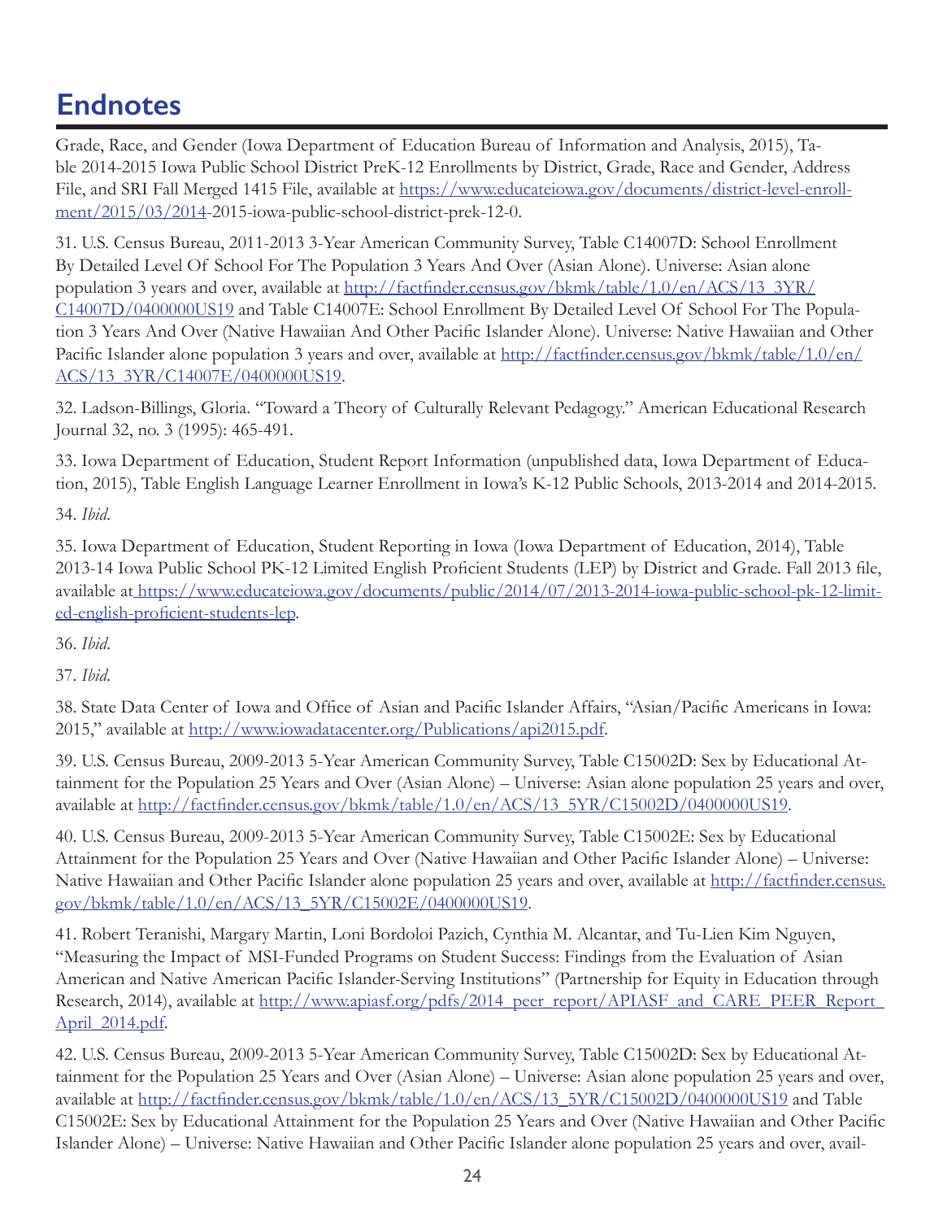# Endnotes

Grade, Race, and Gender (Iowa Department of Education Bureau of Information and Analysis, 2015), Table 2014-2015 Iowa Public School District PreK-12 Enrollments by District, Grade, Race and Gender, Address File, and SRI Fall Merged 1415 File, available at https://www.educateiowa.gov/documents/district-level-enrollment/2015/03/2014-2015-iowa-public-school-district-prek-12-0.

31. U.S. Census Bureau, 2011-2013 3-Year American Community Survey, Table C14007D: School Enrollment By Detailed Level Of School For The Population 3 Years And Over (Asian Alone). Universe: Asian alone population 3 years and over, available at http://factfinder.census.gov/bkmk/table/1.0/en/ACS/13_3YR/C14007D/0400000US19 and Table C14007E: School Enrollment By Detailed Level Of School For The Population 3 Years And Over (Native Hawaiian And Other Pacific Islander Alone). Universe: Native Hawaiian and Other Pacific Islander alone population 3 years and over, available at http://factfinder.census.gov/bkmk/table/1.0/en/ACS/13_3YR/C14007E/0400000US19.

32. Ladson-Billings, Gloria. "Toward a Theory of Culturally Relevant Pedagogy." American Educational Research Journal 32, no. 3 (1995): 465-491.

33. Iowa Department of Education, Student Report Information (unpublished data, Iowa Department of Education, 2015), Table English Language Learner Enrollment in Iowa's K-12 Public Schools, 2013-2014 and 2014-2015.

34. *Ibid*.

35. Iowa Department of Education, Student Reporting in Iowa (Iowa Department of Education, 2014), Table 2013-14 Iowa Public School PK-12 Limited English Proficient Students (LEP) by District and Grade. Fall 2013 file, available at https://www.educateiowa.gov/documents/public/2014/07/2013-2014-iowa-public-school-pk-12-limited-english-proficient-students-lep.

36. *Ibid*.

37. *Ibid*.

38. State Data Center of Iowa and Office of Asian and Pacific Islander Affairs, "Asian/Pacific Americans in Iowa: 2015," available at http://www.iowadatacenter.org/Publications/api2015.pdf.

39. U.S. Census Bureau, 2009-2013 5-Year American Community Survey, Table C15002D: Sex by Educational Attainment for the Population 25 Years and Over (Asian Alone) – Universe: Asian alone population 25 years and over, available at http://factfinder.census.gov/bkmk/table/1.0/en/ACS/13_5YR/C15002D/0400000US19.

40. U.S. Census Bureau, 2009-2013 5-Year American Community Survey, Table C15002E: Sex by Educational Attainment for the Population 25 Years and Over (Native Hawaiian and Other Pacific Islander Alone) – Universe: Native Hawaiian and Other Pacific Islander alone population 25 years and over, available at http://factfinder.census.gov/bkmk/table/1.0/en/ACS/13_5YR/C15002E/0400000US19.

41. Robert Teranishi, Margary Martin, Loni Bordoloi Pazich, Cynthia M. Alcantar, and Tu-Lien Kim Nguyen, "Measuring the Impact of MSI-Funded Programs on Student Success: Findings from the Evaluation of Asian American and Native American Pacific Islander-Serving Institutions" (Partnership for Equity in Education through Research, 2014), available at http://www.apiasf.org/pdfs/2014_peer_report/APIASF_and_CARE_PEER_Report_April_2014.pdf.

42. U.S. Census Bureau, 2009-2013 5-Year American Community Survey, Table C15002D: Sex by Educational Attainment for the Population 25 Years and Over (Asian Alone) – Universe: Asian alone population 25 years and over, available at http://factfinder.census.gov/bkmk/table/1.0/en/ACS/13_5YR/C15002D/0400000US19 and Table C15002E: Sex by Educational Attainment for the Population 25 Years and Over (Native Hawaiian and Other Pacific Islander Alone) – Universe: Native Hawaiian and Other Pacific Islander alone population 25 years and over, avail-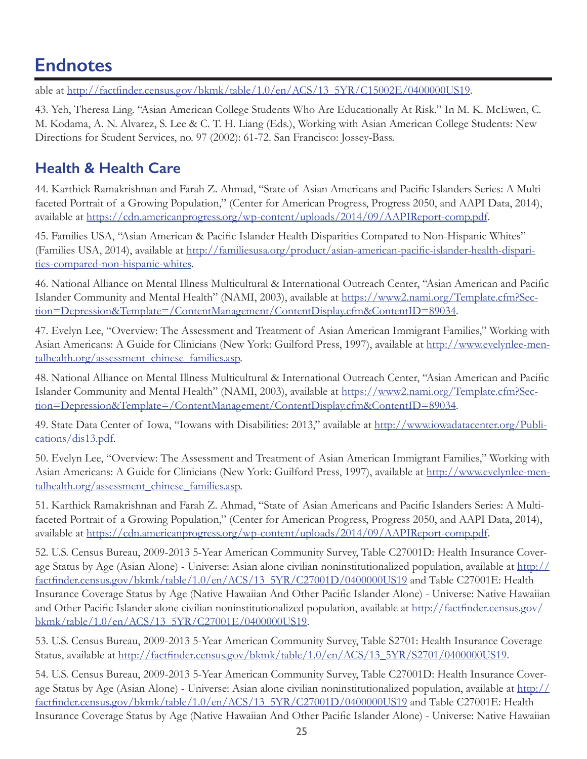# Endnotes

able at http://factfinder.census.gov/bkmk/table/1.0/en/ACS/13_5YR/C15002E/0400000US19.

43. Yeh, Theresa Ling. "Asian American College Students Who Are Educationally At Risk." In M. K. McEwen, C. M. Kodama, A. N. Alvarez, S. Lee & C. T. H. Liang (Eds.), Working with Asian American College Students: New Directions for Student Services, no. 97 (2002): 61-72. San Francisco: Jossey-Bass.

## Health & Health Care

44. Karthick Ramakrishnan and Farah Z. Ahmad, "State of Asian Americans and Pacific Islanders Series: A Multifaceted Portrait of a Growing Population," (Center for American Progress, Progress 2050, and AAPI Data, 2014), available at https://cdn.americanprogress.org/wp-content/uploads/2014/09/AAPIReport-comp.pdf.

45. Families USA, "Asian American & Pacific Islander Health Disparities Compared to Non-Hispanic Whites" (Families USA, 2014), available at http://familiesusa.org/product/asian-american-pacific-islander-health-disparities-compared-non-hispanic-whites.

46. National Alliance on Mental Illness Multicultural & International Outreach Center, "Asian American and Pacific Islander Community and Mental Health" (NAMI, 2003), available at https://www2.nami.org/Template.cfm?Section=Depression&Template=/ContentManagement/ContentDisplay.cfm&ContentID=89034.

47. Evelyn Lee, "Overview: The Assessment and Treatment of Asian American Immigrant Families," Working with Asian Americans: A Guide for Clinicians (New York: Guilford Press, 1997), available at http://www.evelynlee-mentalhealth.org/assessment_chinese_families.asp.

48. National Alliance on Mental Illness Multicultural & International Outreach Center, "Asian American and Pacific Islander Community and Mental Health" (NAMI, 2003), available at https://www2.nami.org/Template.cfm?Section=Depression&Template=/ContentManagement/ContentDisplay.cfm&ContentID=89034.

49. State Data Center of Iowa, "Iowans with Disabilities: 2013," available at http://www.iowadatacenter.org/Publications/dis13.pdf.

50. Evelyn Lee, "Overview: The Assessment and Treatment of Asian American Immigrant Families," Working with Asian Americans: A Guide for Clinicians (New York: Guilford Press, 1997), available at http://www.evelynlee-mentalhealth.org/assessment_chinese_families.asp.

51. Karthick Ramakrishnan and Farah Z. Ahmad, "State of Asian Americans and Pacific Islanders Series: A Multifaceted Portrait of a Growing Population," (Center for American Progress, Progress 2050, and AAPI Data, 2014), available at https://cdn.americanprogress.org/wp-content/uploads/2014/09/AAPIReport-comp.pdf.

52. U.S. Census Bureau, 2009-2013 5-Year American Community Survey, Table C27001D: Health Insurance Coverage Status by Age (Asian Alone) - Universe: Asian alone civilian noninstitutionalized population, available at http://factfinder.census.gov/bkmk/table/1.0/en/ACS/13_5YR/C27001D/0400000US19 and Table C27001E: Health Insurance Coverage Status by Age (Native Hawaiian And Other Pacific Islander Alone) - Universe: Native Hawaiian and Other Pacific Islander alone civilian noninstitutionalized population, available at http://factfinder.census.gov/bkmk/table/1.0/en/ACS/13_5YR/C27001E/0400000US19.

53. U.S. Census Bureau, 2009-2013 5-Year American Community Survey, Table S2701: Health Insurance Coverage Status, available at http://factfinder.census.gov/bkmk/table/1.0/en/ACS/13_5YR/S2701/0400000US19.

54. U.S. Census Bureau, 2009-2013 5-Year American Community Survey, Table C27001D: Health Insurance Coverage Status by Age (Asian Alone) - Universe: Asian alone civilian noninstitutionalized population, available at http://factfinder.census.gov/bkmk/table/1.0/en/ACS/13_5YR/C27001D/0400000US19 and Table C27001E: Health Insurance Coverage Status by Age (Native Hawaiian And Other Pacific Islander Alone) - Universe: Native Hawaiian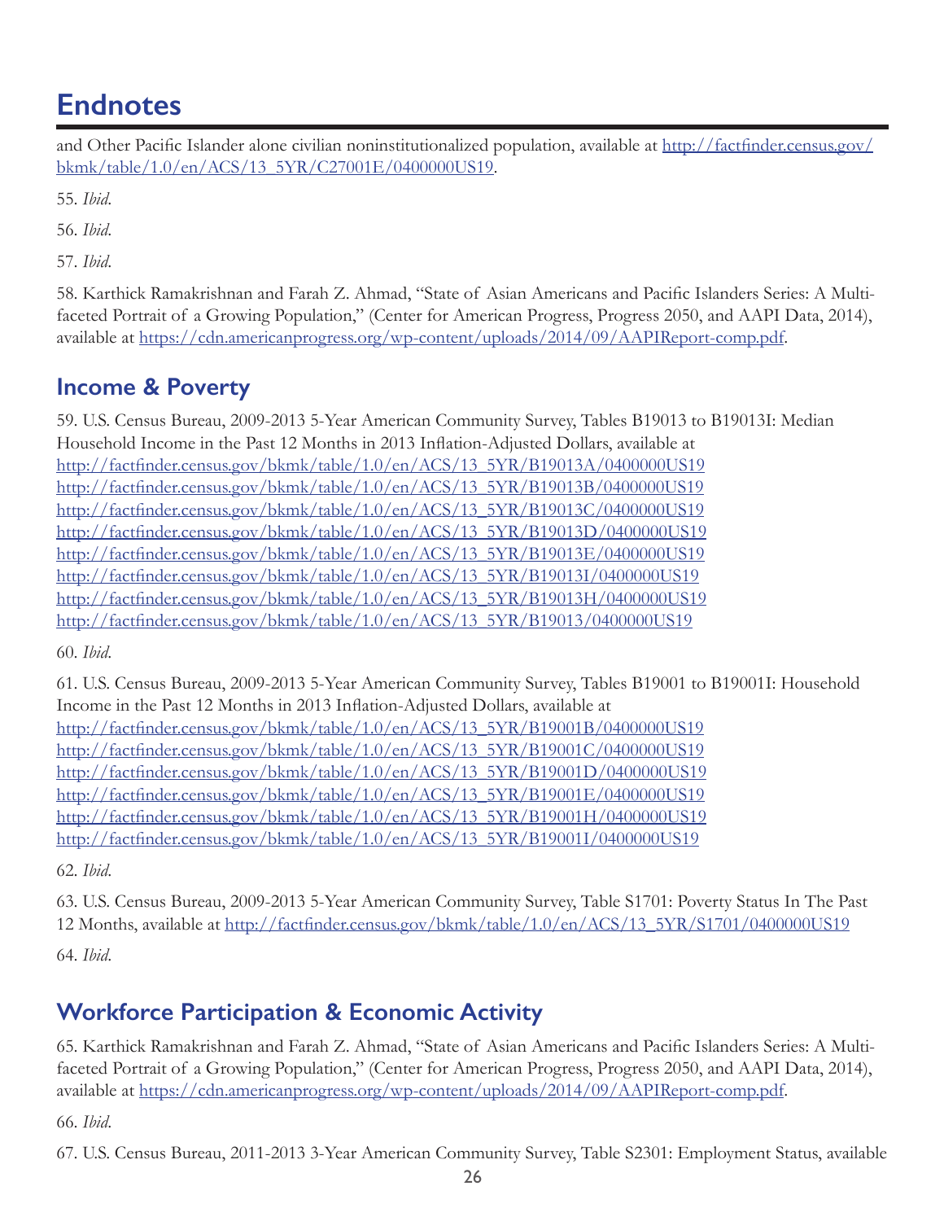# Endnotes

and Other Pacific Islander alone civilian noninstitutionalized population, available at http://factfinder.census.gov/bkmk/table/1.0/en/ACS/13_5YR/C27001E/0400000US19.

55. *Ibid*.

56. *Ibid*.

57. *Ibid*.

58. Karthick Ramakrishnan and Farah Z. Ahmad, "State of Asian Americans and Pacific Islanders Series: A Multi-faceted Portrait of a Growing Population," (Center for American Progress, Progress 2050, and AAPI Data, 2014), available at https://cdn.americanprogress.org/wp-content/uploads/2014/09/AAPIReport-comp.pdf.

## Income & Poverty

59. U.S. Census Bureau, 2009-2013 5-Year American Community Survey, Tables B19013 to B19013I: Median Household Income in the Past 12 Months in 2013 Inflation-Adjusted Dollars, available at
http://factfinder.census.gov/bkmk/table/1.0/en/ACS/13_5YR/B19013A/0400000US19
http://factfinder.census.gov/bkmk/table/1.0/en/ACS/13_5YR/B19013B/0400000US19
http://factfinder.census.gov/bkmk/table/1.0/en/ACS/13_5YR/B19013C/0400000US19
http://factfinder.census.gov/bkmk/table/1.0/en/ACS/13_5YR/B19013D/0400000US19
http://factfinder.census.gov/bkmk/table/1.0/en/ACS/13_5YR/B19013E/0400000US19
http://factfinder.census.gov/bkmk/table/1.0/en/ACS/13_5YR/B19013I/0400000US19
http://factfinder.census.gov/bkmk/table/1.0/en/ACS/13_5YR/B19013H/0400000US19
http://factfinder.census.gov/bkmk/table/1.0/en/ACS/13_5YR/B19013/0400000US19

60. *Ibid*.

61. U.S. Census Bureau, 2009-2013 5-Year American Community Survey, Tables B19001 to B19001I: Household Income in the Past 12 Months in 2013 Inflation-Adjusted Dollars, available at
http://factfinder.census.gov/bkmk/table/1.0/en/ACS/13_5YR/B19001B/0400000US19
http://factfinder.census.gov/bkmk/table/1.0/en/ACS/13_5YR/B19001C/0400000US19
http://factfinder.census.gov/bkmk/table/1.0/en/ACS/13_5YR/B19001D/0400000US19
http://factfinder.census.gov/bkmk/table/1.0/en/ACS/13_5YR/B19001E/0400000US19
http://factfinder.census.gov/bkmk/table/1.0/en/ACS/13_5YR/B19001H/0400000US19
http://factfinder.census.gov/bkmk/table/1.0/en/ACS/13_5YR/B19001I/0400000US19

62. *Ibid*.

63. U.S. Census Bureau, 2009-2013 5-Year American Community Survey, Table S1701: Poverty Status In The Past 12 Months, available at http://factfinder.census.gov/bkmk/table/1.0/en/ACS/13_5YR/S1701/0400000US19

64. *Ibid*.

## Workforce Participation & Economic Activity

65. Karthick Ramakrishnan and Farah Z. Ahmad, "State of Asian Americans and Pacific Islanders Series: A Multi-faceted Portrait of a Growing Population," (Center for American Progress, Progress 2050, and AAPI Data, 2014), available at https://cdn.americanprogress.org/wp-content/uploads/2014/09/AAPIReport-comp.pdf.

66. *Ibid*.

67. U.S. Census Bureau, 2011-2013 3-Year American Community Survey, Table S2301: Employment Status, available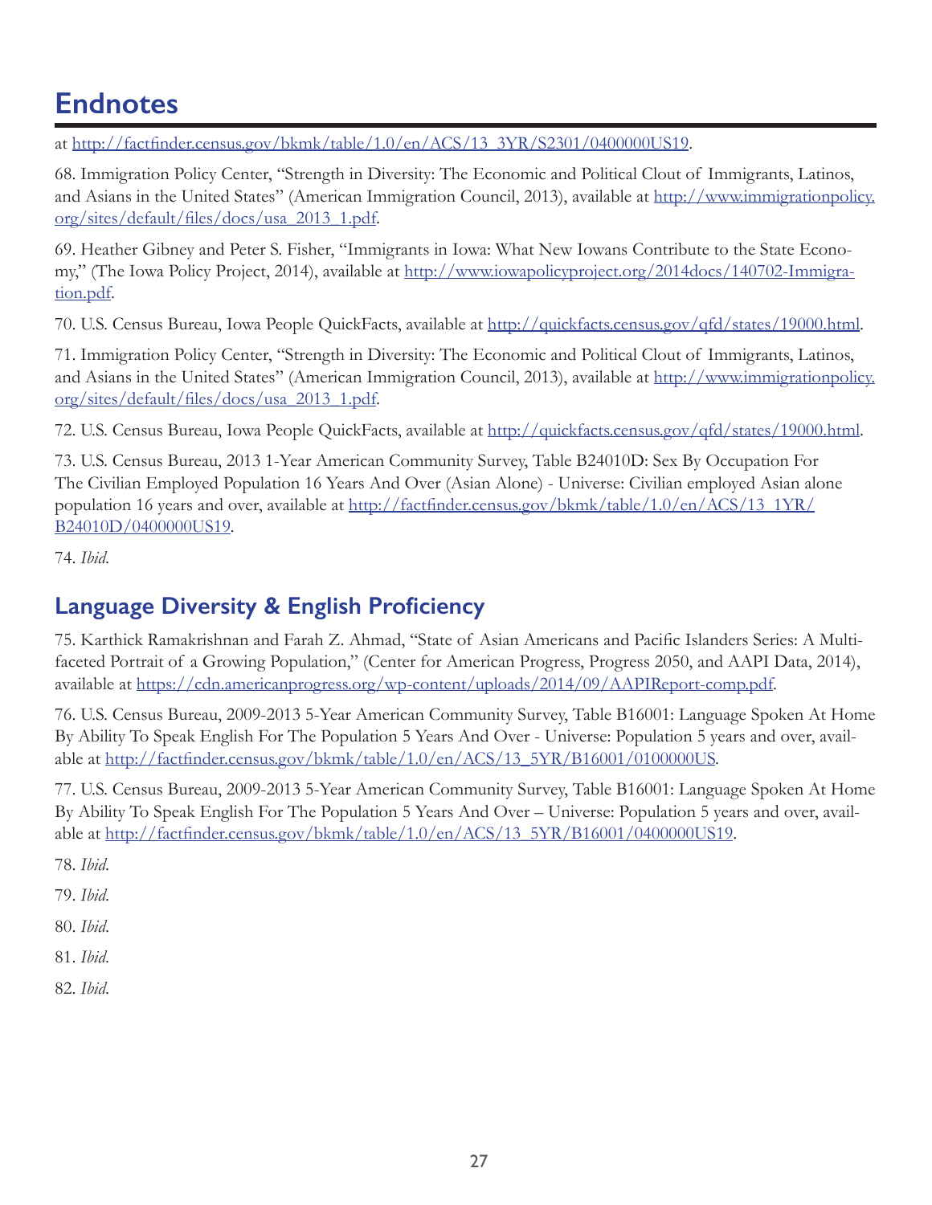# Endnotes

at http://factfinder.census.gov/bkmk/table/1.0/en/ACS/13_3YR/S2301/0400000US19.

68. Immigration Policy Center, "Strength in Diversity: The Economic and Political Clout of Immigrants, Latinos, and Asians in the United States" (American Immigration Council, 2013), available at http://www.immigrationpolicy.org/sites/default/files/docs/usa_2013_1.pdf.

69. Heather Gibney and Peter S. Fisher, "Immigrants in Iowa: What New Iowans Contribute to the State Economy," (The Iowa Policy Project, 2014), available at http://www.iowapolicyproject.org/2014docs/140702-Immigration.pdf.

70. U.S. Census Bureau, Iowa People QuickFacts, available at http://quickfacts.census.gov/qfd/states/19000.html.

71. Immigration Policy Center, "Strength in Diversity: The Economic and Political Clout of Immigrants, Latinos, and Asians in the United States" (American Immigration Council, 2013), available at http://www.immigrationpolicy.org/sites/default/files/docs/usa_2013_1.pdf.

72. U.S. Census Bureau, Iowa People QuickFacts, available at http://quickfacts.census.gov/qfd/states/19000.html.

73. U.S. Census Bureau, 2013 1-Year American Community Survey, Table B24010D: Sex By Occupation For The Civilian Employed Population 16 Years And Over (Asian Alone) - Universe: Civilian employed Asian alone population 16 years and over, available at http://factfinder.census.gov/bkmk/table/1.0/en/ACS/13_1YR/B24010D/0400000US19.

74. *Ibid.*

## Language Diversity & English Proficiency

75. Karthick Ramakrishnan and Farah Z. Ahmad, "State of Asian Americans and Pacific Islanders Series: A Multifaceted Portrait of a Growing Population," (Center for American Progress, Progress 2050, and AAPI Data, 2014), available at https://cdn.americanprogress.org/wp-content/uploads/2014/09/AAPIReport-comp.pdf.

76. U.S. Census Bureau, 2009-2013 5-Year American Community Survey, Table B16001: Language Spoken At Home By Ability To Speak English For The Population 5 Years And Over - Universe: Population 5 years and over, available at http://factfinder.census.gov/bkmk/table/1.0/en/ACS/13_5YR/B16001/0100000US.

77. U.S. Census Bureau, 2009-2013 5-Year American Community Survey, Table B16001: Language Spoken At Home By Ability To Speak English For The Population 5 Years And Over – Universe: Population 5 years and over, available at http://factfinder.census.gov/bkmk/table/1.0/en/ACS/13_5YR/B16001/0400000US19.

78. *Ibid.*

79. *Ibid.*

80. *Ibid.*

81. *Ibid.*

82. *Ibid.*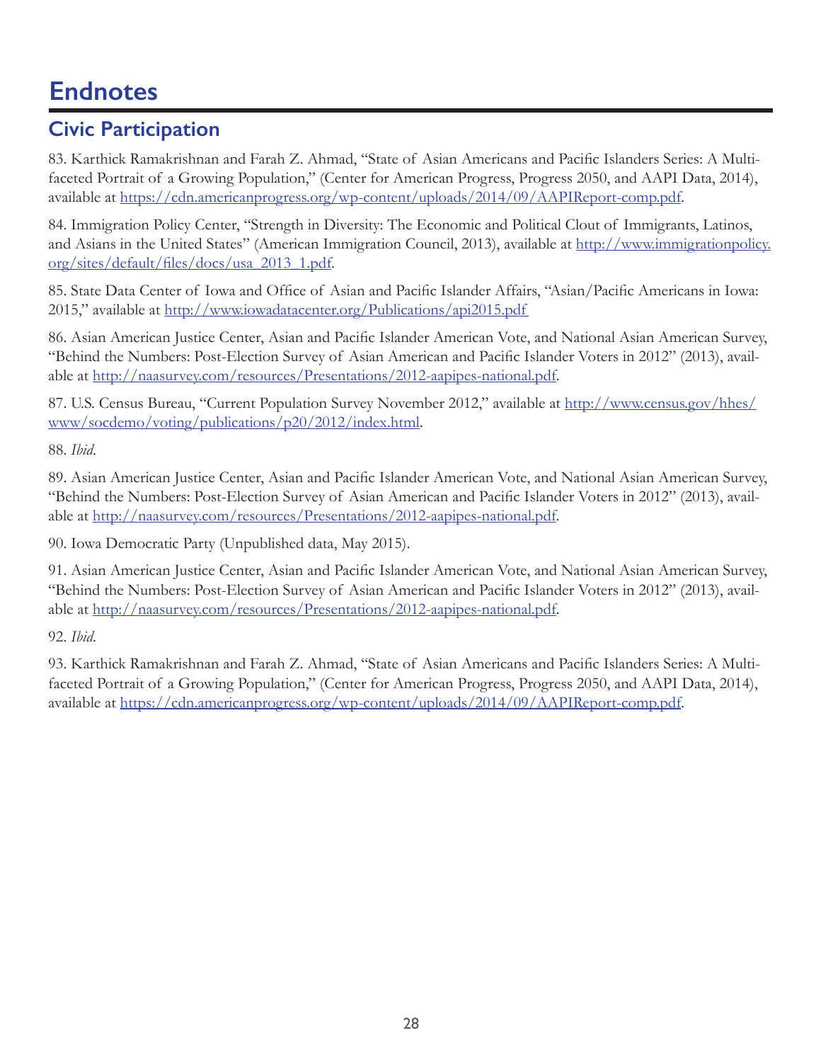# Endnotes

## Civic Participation

83. Karthick Ramakrishnan and Farah Z. Ahmad, "State of Asian Americans and Pacific Islanders Series: A Multi-faceted Portrait of a Growing Population," (Center for American Progress, Progress 2050, and AAPI Data, 2014), available at https://cdn.americanprogress.org/wp-content/uploads/2014/09/AAPIReport-comp.pdf.

84. Immigration Policy Center, "Strength in Diversity: The Economic and Political Clout of Immigrants, Latinos, and Asians in the United States" (American Immigration Council, 2013), available at http://www.immigrationpolicy.org/sites/default/files/docs/usa_2013_1.pdf.

85. State Data Center of Iowa and Office of Asian and Pacific Islander Affairs, "Asian/Pacific Americans in Iowa: 2015," available at http://www.iowadatacenter.org/Publications/api2015.pdf

86. Asian American Justice Center, Asian and Pacific Islander American Vote, and National Asian American Survey, "Behind the Numbers: Post-Election Survey of Asian American and Pacific Islander Voters in 2012" (2013), available at http://naasurvey.com/resources/Presentations/2012-aapipes-national.pdf.

87. U.S. Census Bureau, "Current Population Survey November 2012," available at http://www.census.gov/hhes/www/socdemo/voting/publications/p20/2012/index.html.

88. *Ibid*.

89. Asian American Justice Center, Asian and Pacific Islander American Vote, and National Asian American Survey, "Behind the Numbers: Post-Election Survey of Asian American and Pacific Islander Voters in 2012" (2013), available at http://naasurvey.com/resources/Presentations/2012-aapipes-national.pdf.

90. Iowa Democratic Party (Unpublished data, May 2015).

91. Asian American Justice Center, Asian and Pacific Islander American Vote, and National Asian American Survey, "Behind the Numbers: Post-Election Survey of Asian American and Pacific Islander Voters in 2012" (2013), available at http://naasurvey.com/resources/Presentations/2012-aapipes-national.pdf.

92. *Ibid*.

93. Karthick Ramakrishnan and Farah Z. Ahmad, "State of Asian Americans and Pacific Islanders Series: A Multi-faceted Portrait of a Growing Population," (Center for American Progress, Progress 2050, and AAPI Data, 2014), available at https://cdn.americanprogress.org/wp-content/uploads/2014/09/AAPIReport-comp.pdf.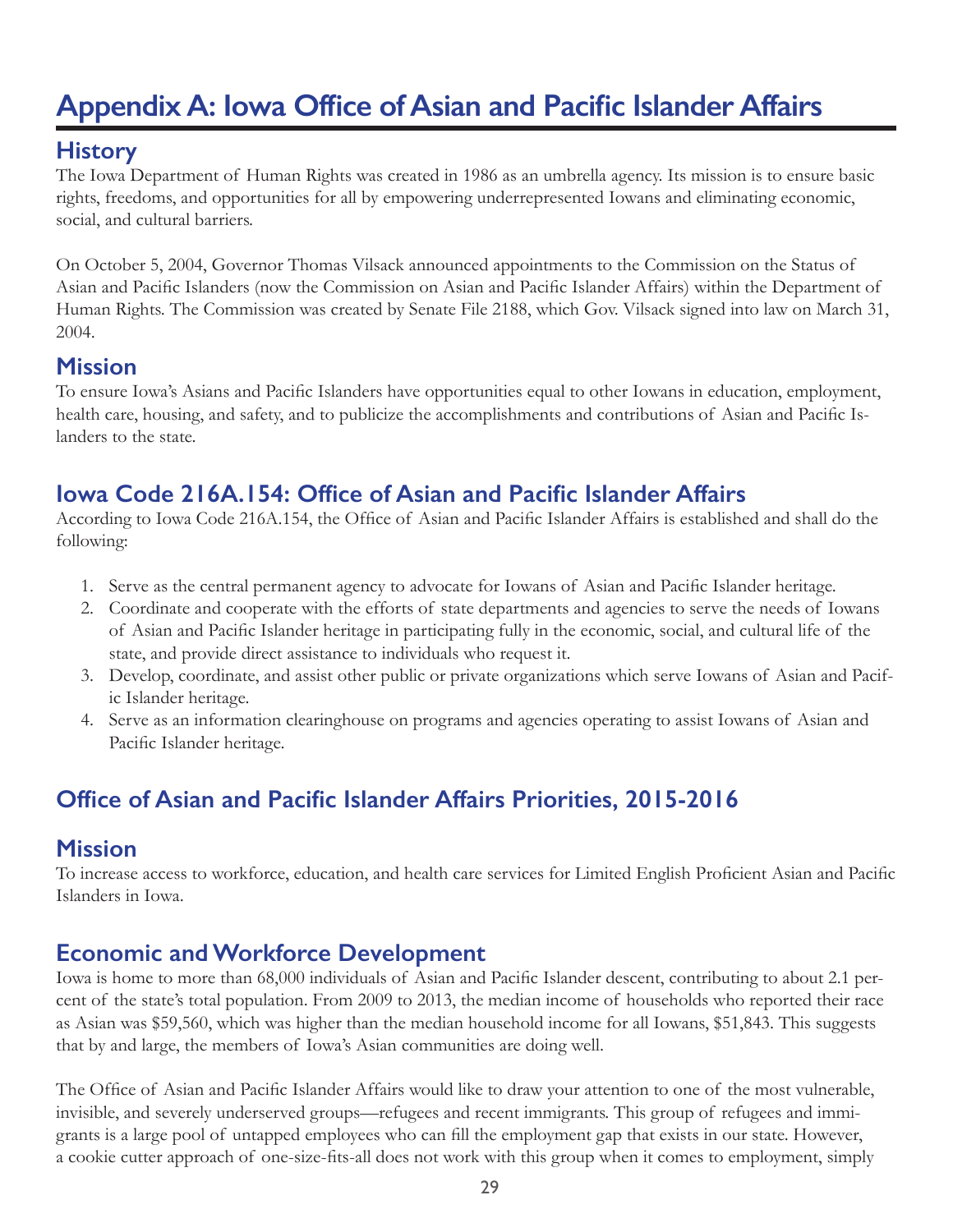# Appendix A: Iowa Office of Asian and Pacific Islander Affairs

## History

The Iowa Department of Human Rights was created in 1986 as an umbrella agency. Its mission is to ensure basic rights, freedoms, and opportunities for all by empowering underrepresented Iowans and eliminating economic, social, and cultural barriers.

On October 5, 2004, Governor Thomas Vilsack announced appointments to the Commission on the Status of Asian and Pacific Islanders (now the Commission on Asian and Pacific Islander Affairs) within the Department of Human Rights. The Commission was created by Senate File 2188, which Gov. Vilsack signed into law on March 31, 2004.

## Mission

To ensure Iowa's Asians and Pacific Islanders have opportunities equal to other Iowans in education, employment, health care, housing, and safety, and to publicize the accomplishments and contributions of Asian and Pacific Islanders to the state.

## Iowa Code 216A.154: Office of Asian and Pacific Islander Affairs

According to Iowa Code 216A.154, the Office of Asian and Pacific Islander Affairs is established and shall do the following:

1. Serve as the central permanent agency to advocate for Iowans of Asian and Pacific Islander heritage.
2. Coordinate and cooperate with the efforts of state departments and agencies to serve the needs of Iowans of Asian and Pacific Islander heritage in participating fully in the economic, social, and cultural life of the state, and provide direct assistance to individuals who request it.
3. Develop, coordinate, and assist other public or private organizations which serve Iowans of Asian and Pacific Islander heritage.
4. Serve as an information clearinghouse on programs and agencies operating to assist Iowans of Asian and Pacific Islander heritage.

## Office of Asian and Pacific Islander Affairs Priorities, 2015-2016

## Mission

To increase access to workforce, education, and health care services for Limited English Proficient Asian and Pacific Islanders in Iowa.

## Economic and Workforce Development

Iowa is home to more than 68,000 individuals of Asian and Pacific Islander descent, contributing to about 2.1 percent of the state's total population. From 2009 to 2013, the median income of households who reported their race as Asian was $59,560, which was higher than the median household income for all Iowans, $51,843. This suggests that by and large, the members of Iowa's Asian communities are doing well.

The Office of Asian and Pacific Islander Affairs would like to draw your attention to one of the most vulnerable, invisible, and severely underserved groups—refugees and recent immigrants. This group of refugees and immigrants is a large pool of untapped employees who can fill the employment gap that exists in our state. However, a cookie cutter approach of one-size-fits-all does not work with this group when it comes to employment, simply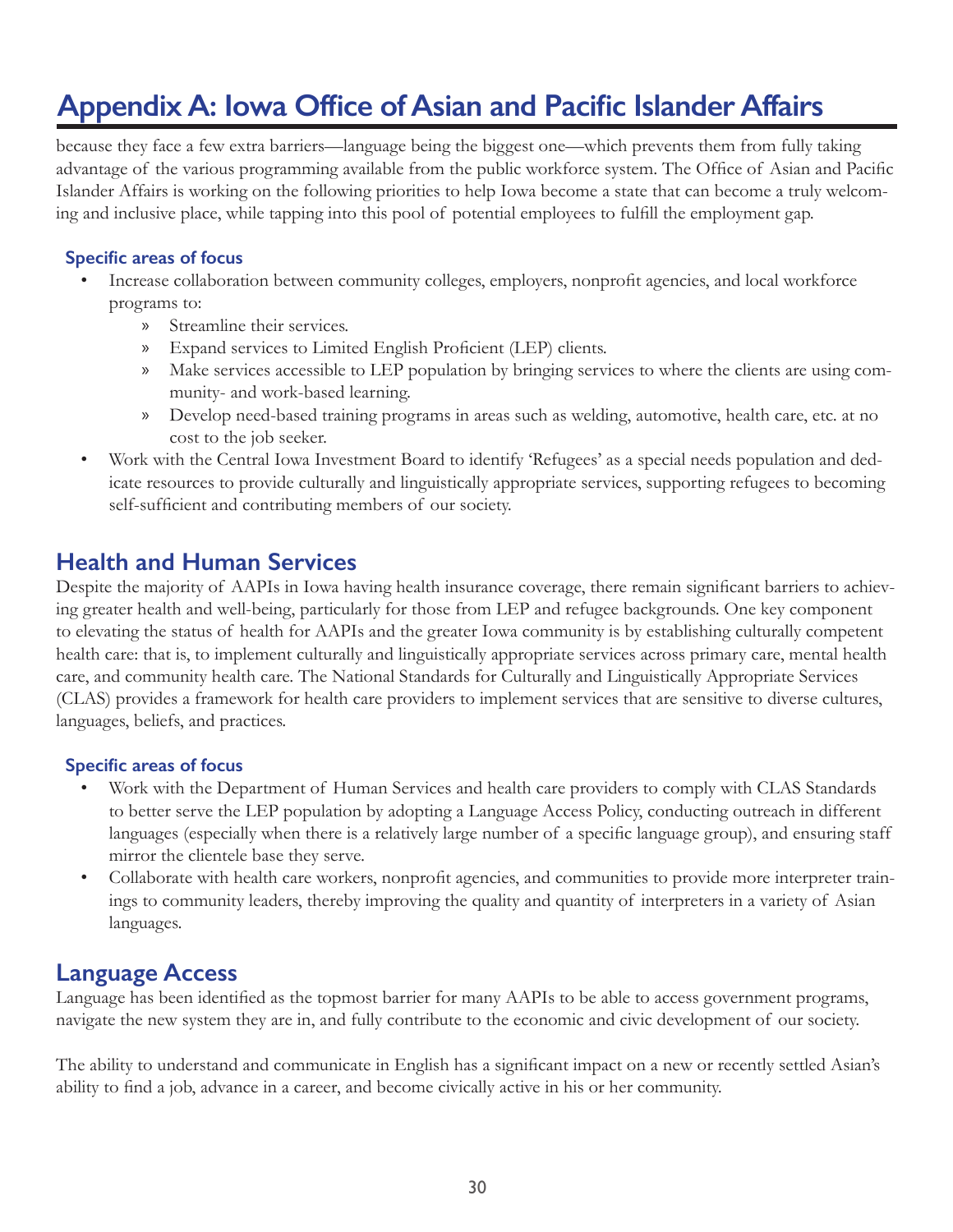# Appendix A: Iowa Office of Asian and Pacific Islander Affairs

because they face a few extra barriers—language being the biggest one—which prevents them from fully taking advantage of the various programming available from the public workforce system. The Office of Asian and Pacific Islander Affairs is working on the following priorities to help Iowa become a state that can become a truly welcoming and inclusive place, while tapping into this pool of potential employees to fulfill the employment gap.

### Specific areas of focus

- Increase collaboration between community colleges, employers, nonprofit agencies, and local workforce programs to:
  - Streamline their services.
  - Expand services to Limited English Proficient (LEP) clients.
  - Make services accessible to LEP population by bringing services to where the clients are using community- and work-based learning.
  - Develop need-based training programs in areas such as welding, automotive, health care, etc. at no cost to the job seeker.
- Work with the Central Iowa Investment Board to identify 'Refugees' as a special needs population and dedicate resources to provide culturally and linguistically appropriate services, supporting refugees to becoming self-sufficient and contributing members of our society.

## Health and Human Services

Despite the majority of AAPIs in Iowa having health insurance coverage, there remain significant barriers to achieving greater health and well-being, particularly for those from LEP and refugee backgrounds. One key component to elevating the status of health for AAPIs and the greater Iowa community is by establishing culturally competent health care: that is, to implement culturally and linguistically appropriate services across primary care, mental health care, and community health care. The National Standards for Culturally and Linguistically Appropriate Services (CLAS) provides a framework for health care providers to implement services that are sensitive to diverse cultures, languages, beliefs, and practices.

### Specific areas of focus

- Work with the Department of Human Services and health care providers to comply with CLAS Standards to better serve the LEP population by adopting a Language Access Policy, conducting outreach in different languages (especially when there is a relatively large number of a specific language group), and ensuring staff mirror the clientele base they serve.
- Collaborate with health care workers, nonprofit agencies, and communities to provide more interpreter trainings to community leaders, thereby improving the quality and quantity of interpreters in a variety of Asian languages.

## Language Access

Language has been identified as the topmost barrier for many AAPIs to be able to access government programs, navigate the new system they are in, and fully contribute to the economic and civic development of our society.

The ability to understand and communicate in English has a significant impact on a new or recently settled Asian's ability to find a job, advance in a career, and become civically active in his or her community.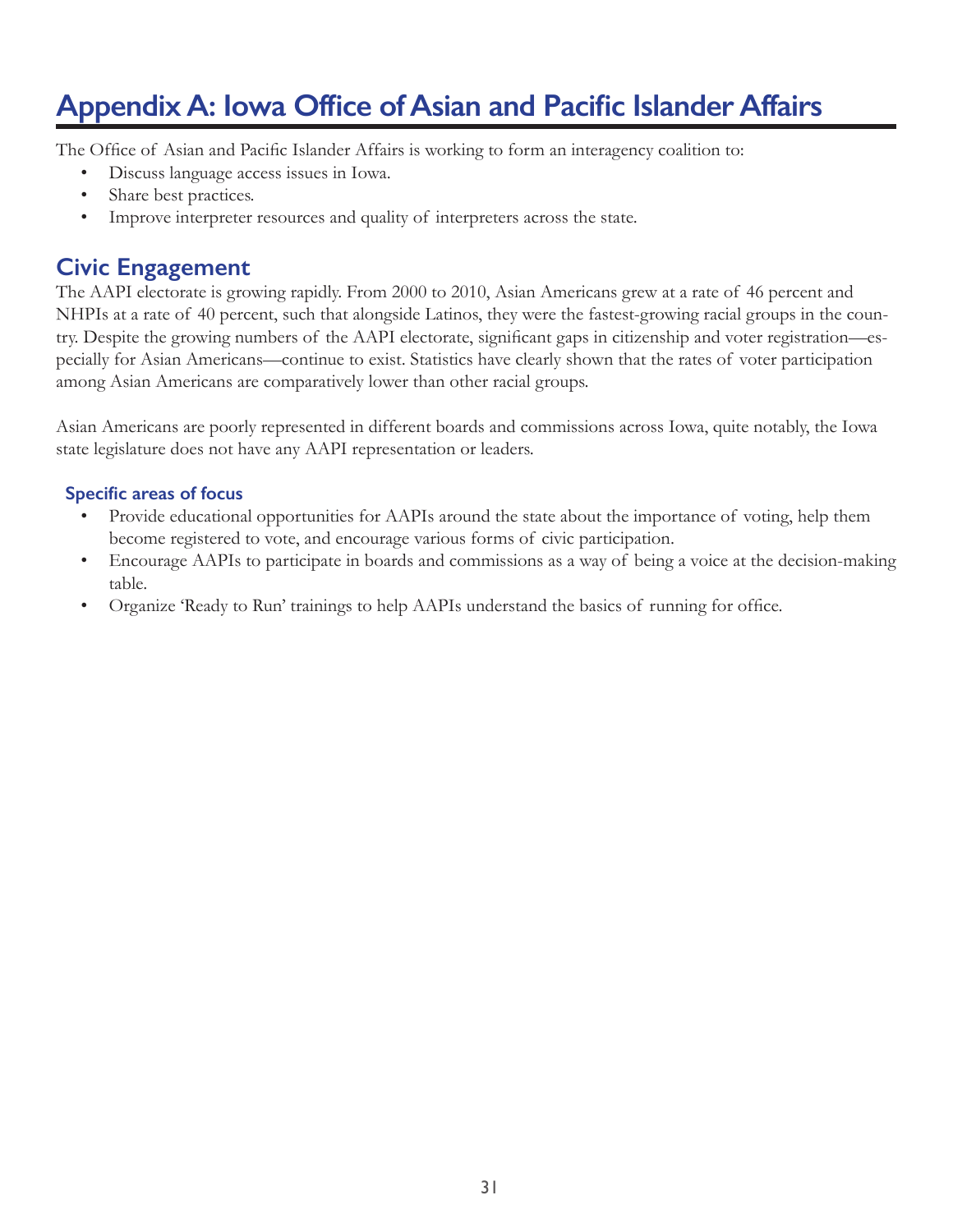# Appendix A: Iowa Office of Asian and Pacific Islander Affairs

The Office of Asian and Pacific Islander Affairs is working to form an interagency coalition to:

- Discuss language access issues in Iowa.
- Share best practices.
- Improve interpreter resources and quality of interpreters across the state.

## Civic Engagement

The AAPI electorate is growing rapidly. From 2000 to 2010, Asian Americans grew at a rate of 46 percent and NHPIs at a rate of 40 percent, such that alongside Latinos, they were the fastest-growing racial groups in the country. Despite the growing numbers of the AAPI electorate, significant gaps in citizenship and voter registration—especially for Asian Americans—continue to exist. Statistics have clearly shown that the rates of voter participation among Asian Americans are comparatively lower than other racial groups.

Asian Americans are poorly represented in different boards and commissions across Iowa, quite notably, the Iowa state legislature does not have any AAPI representation or leaders.

### Specific areas of focus

- Provide educational opportunities for AAPIs around the state about the importance of voting, help them become registered to vote, and encourage various forms of civic participation.
- Encourage AAPIs to participate in boards and commissions as a way of being a voice at the decision-making table.
- Organize 'Ready to Run' trainings to help AAPIs understand the basics of running for office.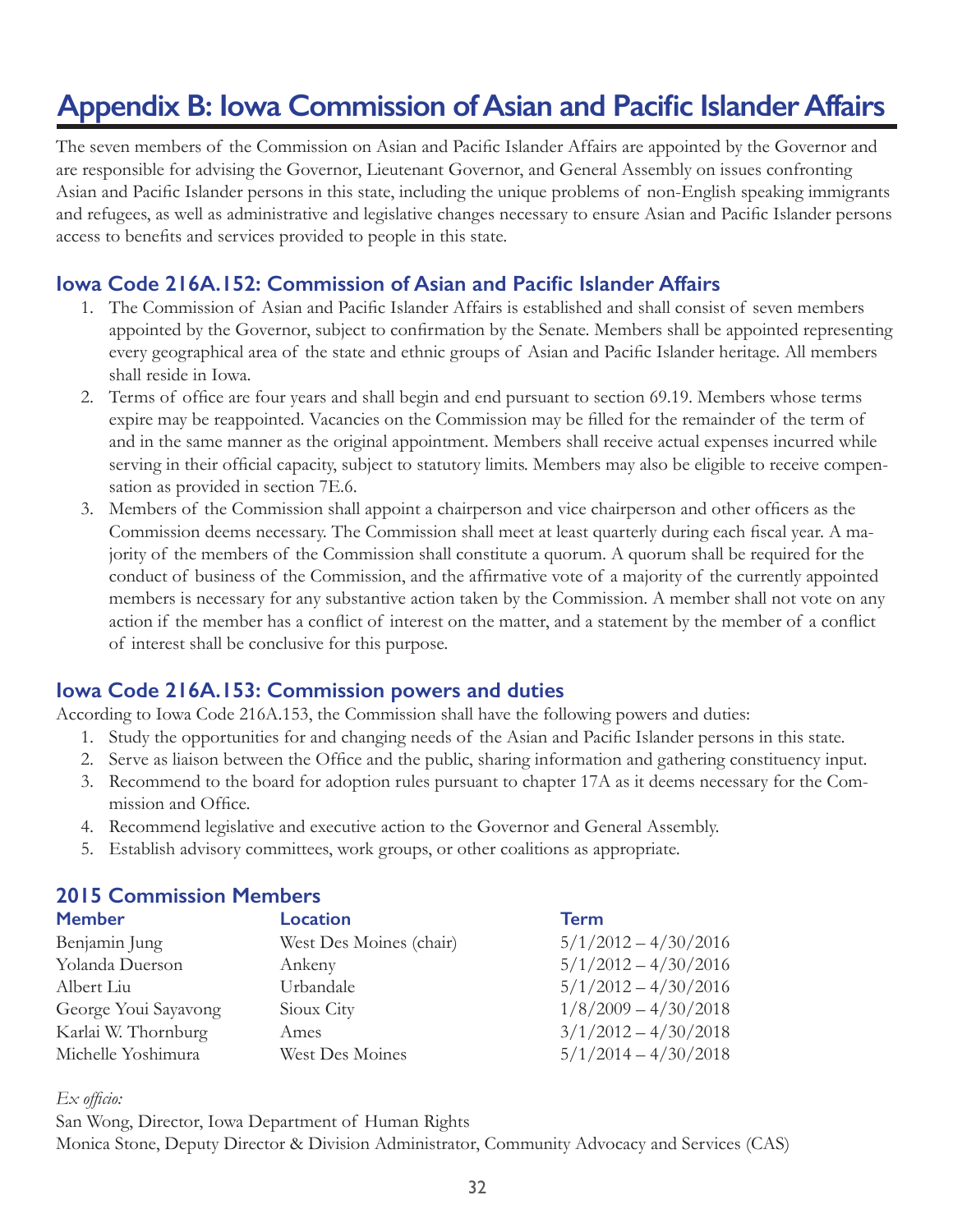# Appendix B: Iowa Commission of Asian and Pacific Islander Affairs

The seven members of the Commission on Asian and Pacific Islander Affairs are appointed by the Governor and are responsible for advising the Governor, Lieutenant Governor, and General Assembly on issues confronting Asian and Pacific Islander persons in this state, including the unique problems of non-English speaking immigrants and refugees, as well as administrative and legislative changes necessary to ensure Asian and Pacific Islander persons access to benefits and services provided to people in this state.

## Iowa Code 216A.152: Commission of Asian and Pacific Islander Affairs

1. The Commission of Asian and Pacific Islander Affairs is established and shall consist of seven members appointed by the Governor, subject to confirmation by the Senate. Members shall be appointed representing every geographical area of the state and ethnic groups of Asian and Pacific Islander heritage. All members shall reside in Iowa.
2. Terms of office are four years and shall begin and end pursuant to section 69.19. Members whose terms expire may be reappointed. Vacancies on the Commission may be filled for the remainder of the term of and in the same manner as the original appointment. Members shall receive actual expenses incurred while serving in their official capacity, subject to statutory limits. Members may also be eligible to receive compensation as provided in section 7E.6.
3. Members of the Commission shall appoint a chairperson and vice chairperson and other officers as the Commission deems necessary. The Commission shall meet at least quarterly during each fiscal year. A majority of the members of the Commission shall constitute a quorum. A quorum shall be required for the conduct of business of the Commission, and the affirmative vote of a majority of the currently appointed members is necessary for any substantive action taken by the Commission. A member shall not vote on any action if the member has a conflict of interest on the matter, and a statement by the member of a conflict of interest shall be conclusive for this purpose.

## Iowa Code 216A.153: Commission powers and duties

According to Iowa Code 216A.153, the Commission shall have the following powers and duties:

1. Study the opportunities for and changing needs of the Asian and Pacific Islander persons in this state.
2. Serve as liaison between the Office and the public, sharing information and gathering constituency input.
3. Recommend to the board for adoption rules pursuant to chapter 17A as it deems necessary for the Commission and Office.
4. Recommend legislative and executive action to the Governor and General Assembly.
5. Establish advisory committees, work groups, or other coalitions as appropriate.

## 2015 Commission Members

| Member | Location | Term |
|---|---|---|
| Benjamin Jung | West Des Moines (chair) | 5/1/2012 – 4/30/2016 |
| Yolanda Duerson | Ankeny | 5/1/2012 – 4/30/2016 |
| Albert Liu | Urbandale | 5/1/2012 – 4/30/2016 |
| George Youi Sayavong | Sioux City | 1/8/2009 – 4/30/2018 |
| Karlai W. Thornburg | Ames | 3/1/2012 – 4/30/2018 |
| Michelle Yoshimura | West Des Moines | 5/1/2014 – 4/30/2018 |

*Ex officio:*

San Wong, Director, Iowa Department of Human Rights

Monica Stone, Deputy Director & Division Administrator, Community Advocacy and Services (CAS)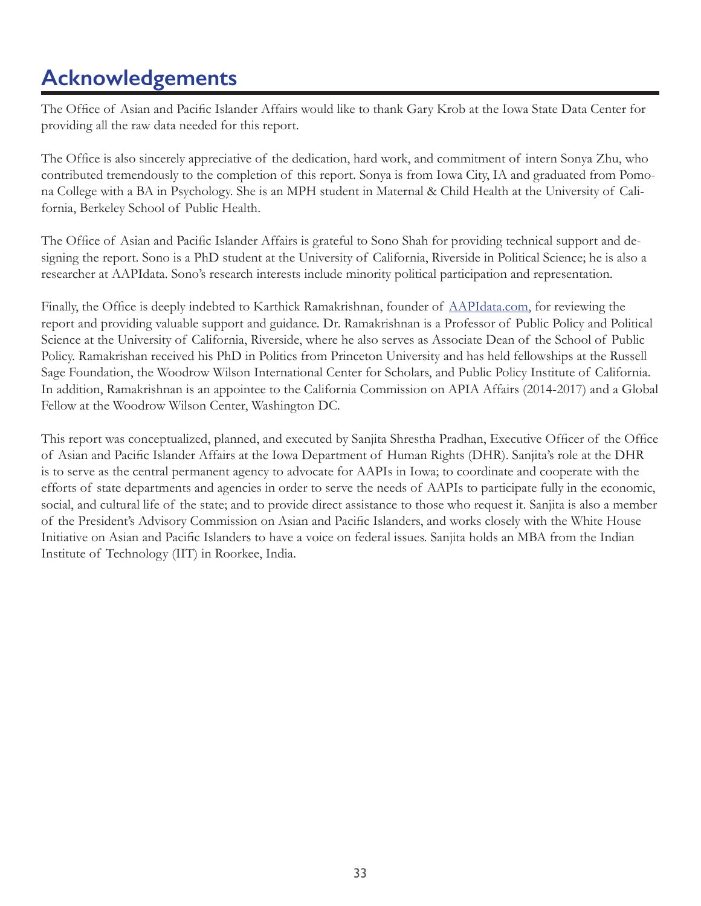# Acknowledgements

The Office of Asian and Pacific Islander Affairs would like to thank Gary Krob at the Iowa State Data Center for providing all the raw data needed for this report.

The Office is also sincerely appreciative of the dedication, hard work, and commitment of intern Sonya Zhu, who contributed tremendously to the completion of this report. Sonya is from Iowa City, IA and graduated from Pomona College with a BA in Psychology. She is an MPH student in Maternal & Child Health at the University of California, Berkeley School of Public Health.

The Office of Asian and Pacific Islander Affairs is grateful to Sono Shah for providing technical support and designing the report. Sono is a PhD student at the University of California, Riverside in Political Science; he is also a researcher at AAPIdata. Sono's research interests include minority political participation and representation.

Finally, the Office is deeply indebted to Karthick Ramakrishnan, founder of AAPIdata.com, for reviewing the report and providing valuable support and guidance. Dr. Ramakrishnan is a Professor of Public Policy and Political Science at the University of California, Riverside, where he also serves as Associate Dean of the School of Public Policy. Ramakrishan received his PhD in Politics from Princeton University and has held fellowships at the Russell Sage Foundation, the Woodrow Wilson International Center for Scholars, and Public Policy Institute of California. In addition, Ramakrishnan is an appointee to the California Commission on APIA Affairs (2014-2017) and a Global Fellow at the Woodrow Wilson Center, Washington DC.

This report was conceptualized, planned, and executed by Sanjita Shrestha Pradhan, Executive Officer of the Office of Asian and Pacific Islander Affairs at the Iowa Department of Human Rights (DHR). Sanjita's role at the DHR is to serve as the central permanent agency to advocate for AAPIs in Iowa; to coordinate and cooperate with the efforts of state departments and agencies in order to serve the needs of AAPIs to participate fully in the economic, social, and cultural life of the state; and to provide direct assistance to those who request it. Sanjita is also a member of the President's Advisory Commission on Asian and Pacific Islanders, and works closely with the White House Initiative on Asian and Pacific Islanders to have a voice on federal issues. Sanjita holds an MBA from the Indian Institute of Technology (IIT) in Roorkee, India.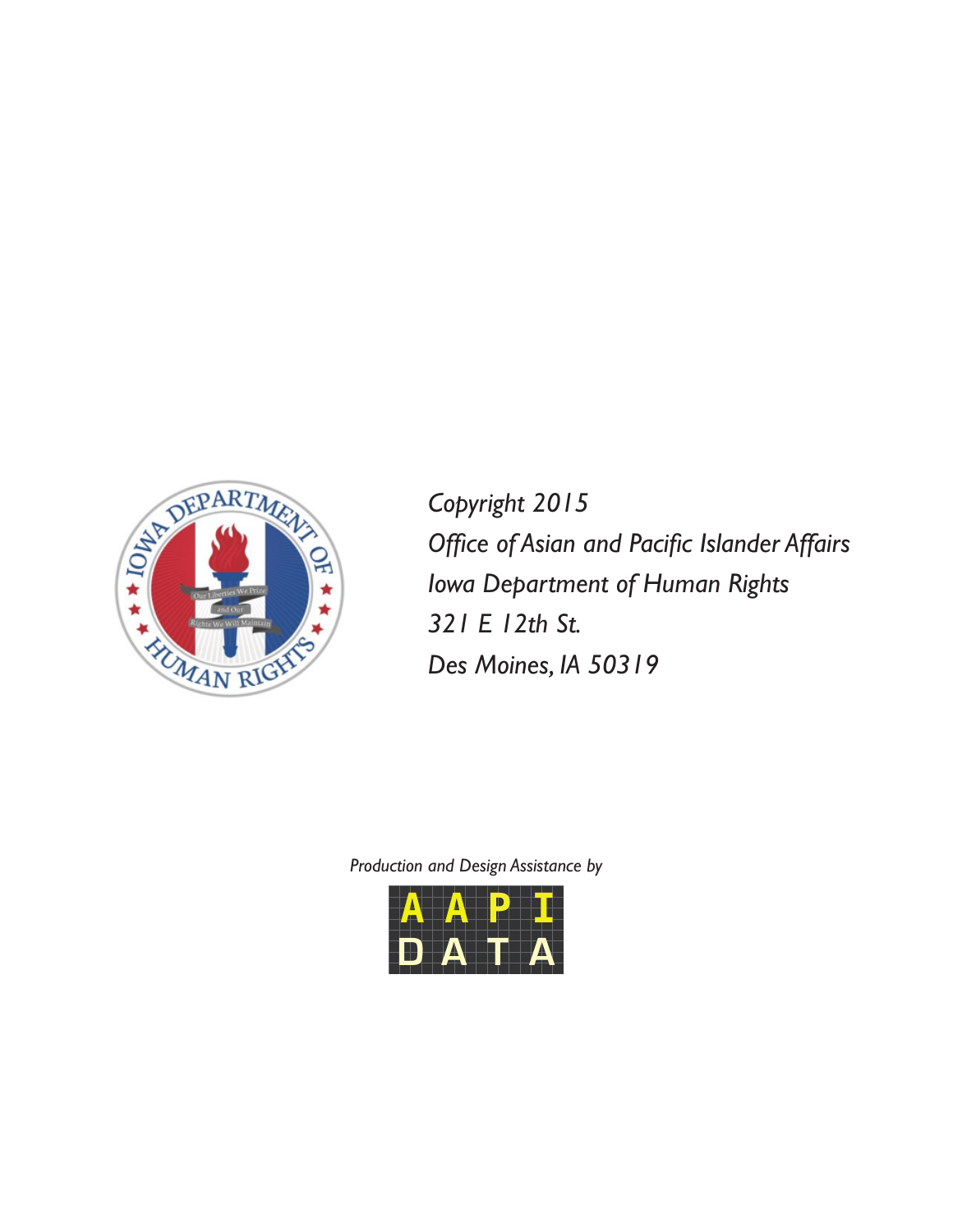*Copyright 2015*
*Office of Asian and Pacific Islander Affairs*
*Iowa Department of Human Rights*
*321 E 12th St.*
*Des Moines, IA 50319*

*Production and Design Assistance by*

AAPI DATA